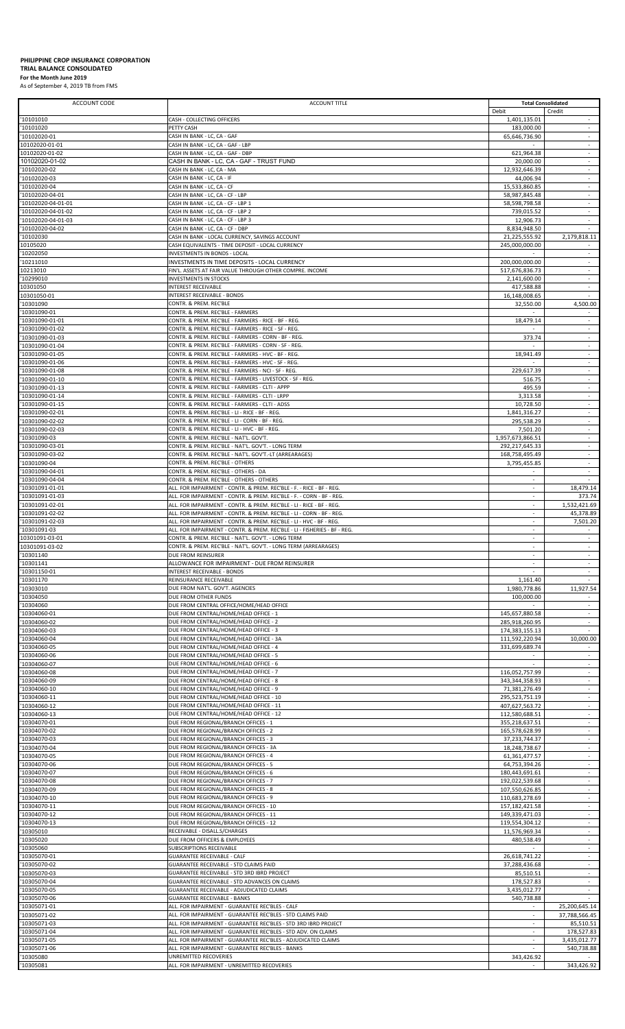**PHILIPPINE CROP INSURANCE CORPORATION**
**TRIAL BALANCE CONSOLIDATED**
**For the Month June 2019**
As of September 4, 2019 TB from FMS

| ACCOUNT CODE | ACCOUNT TITLE | Total Consolidated | |
|---|---|---|---|
| | | Debit | Credit |
| '10101010 | CASH - COLLECTING OFFICERS | 1,401,135.01 | - |
| '10101020 | PETTY CASH | 183,000.00 | - |
| '10102020-01 | CASH IN BANK - LC, CA - GAF | 65,646,736.90 | - |
| 10102020-01-01 | CASH IN BANK - LC, CA - GAF - LBP | - | - |
| 10102020-01-02 | CASH IN BANK - LC, CA - GAF - DBP | 621,964.38 | - |
| 10102020-01-02 | CASH IN BANK - LC, CA - GAF - TRUST FUND | 20,000.00 | - |
| '10102020-02 | CASH IN BANK - LC, CA - MA | 12,932,646.39 | - |
| '10102020-03 | CASH IN BANK - LC, CA - IF | 44,006.94 | - |
| '10102020-04 | CASH IN BANK - LC, CA - CF | 15,533,860.85 | - |
| '10102020-04-01 | CASH IN BANK - LC, CA - CF - LBP | 58,987,845.48 | - |
| '10102020-04-01-01 | CASH IN BANK - LC, CA - CF - LBP 1 | 58,598,798.58 | - |
| '10102020-04-01-02 | CASH IN BANK - LC, CA - CF - LBP 2 | 739,015.52 | - |
| '10102020-04-01-03 | CASH IN BANK - LC, CA - CF - LBP 3 | 12,906.73 | - |
| '10102020-04-02 | CASH IN BANK - LC, CA - CF - DBP | 8,834,948.50 | - |
| '10102030 | CASH IN BANK - LOCAL CURRENCY, SAVINGS ACCOUNT | 21,225,555.92 | 2,179,818.11 |
| 10105020 | CASH EQUIVALENTS - TIME DEPOSIT - LOCAL CURRENCY | 245,000,000.00 | - |
| '10202050 | INVESTMENTS IN BONDS - LOCAL | - | - |
| '10211010 | INVESTMENTS IN TIME DEPOSITS - LOCAL CURRENCY | 200,000,000.00 | - |
| 10213010 | FIN'L. ASSETS AT FAIR VALUE THROUGH OTHER COMPRE. INCOME | 517,676,836.73 | - |
| '10299010 | INVESTMENTS IN STOCKS | 2,141,600.00 | - |
| 10301050 | INTEREST RECEIVABLE | 417,588.88 | - |
| 10301050-01 | INTEREST RECEIVABLE - BONDS | 16,148,008.65 | - |
| '10301090 | CONTR. & PREM. REC'BLE | 32,550.00 | 4,500.00 |
| '10301090-01 | CONTR. & PREM. REC'BLE - FARMERS | - | - |
| '10301090-01-01 | CONTR. & PREM. REC'BLE - FARMERS - RICE - BF - REG. | 18,479.14 | - |
| '10301090-01-02 | CONTR. & PREM. REC'BLE - FARMERS - RICE - SF - REG. | - | - |
| '10301090-01-03 | CONTR. & PREM. REC'BLE - FARMERS - CORN - BF - REG. | 373.74 | - |
| '10301090-01-04 | CONTR. & PREM. REC'BLE - FARMERS - CORN - SF - REG. | - | - |
| '10301090-01-05 | CONTR. & PREM. REC'BLE - FARMERS - HVC - BF - REG. | 18,941.49 | - |
| '10301090-01-06 | CONTR. & PREM. REC'BLE - FARMERS - HVC - SF - REG. | - | - |
| '10301090-01-08 | CONTR. & PREM. REC'BLE - FARMERS - NCI - SF - REG. | 229,617.39 | - |
| '10301090-01-10 | CONTR. & PREM. REC'BLE - FARMERS - LIVESTOCK - SF - REG. | 516.75 | - |
| '10301090-01-13 | CONTR. & PREM. REC'BLE - FARMERS - CLTI - APPP | 495.59 | - |
| '10301090-01-14 | CONTR. & PREM. REC'BLE - FARMERS - CLTI - LRPP | 3,313.58 | - |
| '10301090-01-15 | CONTR. & PREM. REC'BLE - FARMERS - CLTI - ADSS | 10,728.50 | - |
| '10301090-02-01 | CONTR. & PREM. REC'BLE - LI - RICE - BF - REG. | 1,841,316.27 | - |
| '10301090-02-02 | CONTR. & PREM. REC'BLE - LI - CORN - BF - REG. | 295,538.29 | - |
| '10301090-02-03 | CONTR. & PREM. REC'BLE - LI - HVC - BF - REG. | 7,501.20 | - |
| '10301090-03 | CONTR. & PREM. REC'BLE - NAT'L. GOV'T. | 1,957,673,866.51 | - |
| '10301090-03-01 | CONTR. & PREM. REC'BLE - NAT'L. GOV'T. - LONG TERM | 292,217,645.33 | - |
| '10301090-03-02 | CONTR. & PREM. REC'BLE - NAT'L. GOV'T.-LT (ARREARAGES) | 168,758,495.49 | - |
| '10301090-04 | CONTR. & PREM. REC'BLE - OTHERS | 3,795,455.85 | - |
| '10301090-04-01 | CONTR. & PREM. REC'BLE - OTHERS - DA | - | - |
| '10301090-04-04 | CONTR. & PREM. REC'BLE - OTHERS - OTHERS | - | - |
| '10301091-01-01 | ALL. FOR IMPAIRMENT - CONTR. & PREM. REC'BLE - F. - RICE - BF - REG. | - | 18,479.14 |
| '10301091-01-03 | ALL. FOR IMPAIRMENT - CONTR. & PREM. REC'BLE - F. - CORN - BF - REG. | - | 373.74 |
| '10301091-02-01 | ALL. FOR IMPAIRMENT - CONTR. & PREM. REC'BLE - LI - RICE - BF - REG. | - | 1,532,421.69 |
| '10301091-02-02 | ALL. FOR IMPAIRMENT - CONTR. & PREM. REC'BLE - LI - CORN - BF - REG. | - | 45,378.89 |
| '10301091-02-03 | ALL. FOR IMPAIRMENT - CONTR. & PREM. REC'BLE - LI - HVC - BF - REG. | - | 7,501.20 |
| '10301091-03 | ALL. FOR IMPAIRMENT - CONTR. & PREM. REC'BLE - LI - FISHERIES - BF - REG. | - | - |
| 10301091-03-01 | CONTR. & PREM. REC'BLE - NAT'L. GOV'T. - LONG TERM | - | - |
| 10301091-03-02 | CONTR. & PREM. REC'BLE - NAT'L. GOV'T. - LONG TERM (ARREARAGES) | - | - |
| '10301140 | DUE FROM REINSURER | - | - |
| '10301141 | ALLOWANCE FOR IMPAIRMENT - DUE FROM REINSURER | - | - |
| '10301150-01 | INTEREST RECEIVABLE - BONDS | - | - |
| '10301170 | REINSURANCE RECEIVABLE | 1,161.40 | - |
| '10303010 | DUE FROM NAT'L. GOV'T. AGENCIES | 1,980,778.86 | 11,927.54 |
| '10304050 | DUE FROM OTHER FUNDS | 100,000.00 | - |
| '10304060 | DUE FROM CENTRAL OFFICE/HOME/HEAD OFFICE | - | - |
| '10304060-01 | DUE FROM CENTRAL/HOME/HEAD OFFICE - 1 | 145,657,880.58 | - |
| '10304060-02 | DUE FROM CENTRAL/HOME/HEAD OFFICE - 2 | 285,918,260.95 | - |
| '10304060-03 | DUE FROM CENTRAL/HOME/HEAD OFFICE - 3 | 174,383,155.13 | - |
| '10304060-04 | DUE FROM CENTRAL/HOME/HEAD OFFICE - 3A | 111,592,220.94 | 10,000.00 |
| '10304060-05 | DUE FROM CENTRAL/HOME/HEAD OFFICE - 4 | 331,699,689.74 | - |
| '10304060-06 | DUE FROM CENTRAL/HOME/HEAD OFFICE - 5 | - | - |
| '10304060-07 | DUE FROM CENTRAL/HOME/HEAD OFFICE - 6 | - | - |
| '10304060-08 | DUE FROM CENTRAL/HOME/HEAD OFFICE - 7 | 116,052,757.99 | - |
| '10304060-09 | DUE FROM CENTRAL/HOME/HEAD OFFICE - 8 | 343,344,358.93 | - |
| '10304060-10 | DUE FROM CENTRAL/HOME/HEAD OFFICE - 9 | 71,381,276.49 | - |
| '10304060-11 | DUE FROM CENTRAL/HOME/HEAD OFFICE - 10 | 295,523,751.19 | - |
| '10304060-12 | DUE FROM CENTRAL/HOME/HEAD OFFICE - 11 | 407,627,563.72 | - |
| '10304060-13 | DUE FROM CENTRAL/HOME/HEAD OFFICE - 12 | 112,580,688.51 | - |
| '10304070-01 | DUE FROM REGIONAL/BRANCH OFFICES - 1 | 355,218,637.51 | - |
| '10304070-02 | DUE FROM REGIONAL/BRANCH OFFICES - 2 | 165,578,628.99 | - |
| '10304070-03 | DUE FROM REGIONAL/BRANCH OFFICES - 3 | 37,233,744.37 | - |
| '10304070-04 | DUE FROM REGIONAL/BRANCH OFFICES - 3A | 18,248,738.67 | - |
| '10304070-05 | DUE FROM REGIONAL/BRANCH OFFICES - 4 | 61,361,477.57 | - |
| '10304070-06 | DUE FROM REGIONAL/BRANCH OFFICES - 5 | 64,753,394.26 | - |
| '10304070-07 | DUE FROM REGIONAL/BRANCH OFFICES - 6 | 180,443,691.61 | - |
| '10304070-08 | DUE FROM REGIONAL/BRANCH OFFICES - 7 | 192,022,539.68 | - |
| '10304070-09 | DUE FROM REGIONAL/BRANCH OFFICES - 8 | 107,550,626.85 | - |
| '10304070-10 | DUE FROM REGIONAL/BRANCH OFFICES - 9 | 110,683,278.69 | - |
| '10304070-11 | DUE FROM REGIONAL/BRANCH OFFICES - 10 | 157,182,421.58 | - |
| '10304070-12 | DUE FROM REGIONAL/BRANCH OFFICES - 11 | 149,339,471.03 | - |
| '10304070-13 | DUE FROM REGIONAL/BRANCH OFFICES - 12 | 119,554,304.12 | - |
| '10305010 | RECEIVABLE - DISALL.S/CHARGES | 11,576,969.34 | - |
| '10305020 | DUE FROM OFFICERS & EMPLOYEES | 480,538.49 | - |
| '10305060 | SUBSCRIPTIONS RECEIVABLE | - | - |
| '10305070-01 | GUARANTEE RECEIVABLE - CALF | 26,618,741.22 | - |
| '10305070-02 | GUARANTEE RECEIVABLE - STD CLAIMS PAID | 37,288,436.68 | - |
| '10305070-03 | GUARANTEE RECEIVABLE - STD 3RD IBRD PROJECT | 85,510.51 | - |
| '10305070-04 | GUARANTEE RECEIVABLE - STD ADVANCES ON CLAIMS | 178,527.83 | - |
| '10305070-05 | GUARANTEE RECEIVABLE - ADJUDICATED CLAIMS | 3,435,012.77 | - |
| '10305070-06 | GUARANTEE RECEIVABLE - BANKS | 540,738.88 | - |
| '10305071-01 | ALL. FOR IMPAIRMENT - GUARANTEE REC'BLES - CALF | - | 25,200,645.14 |
| '10305071-02 | ALL. FOR IMPAIRMENT - GUARANTEE REC'BLES - STD CLAIMS PAID | - | 37,788,566.45 |
| '10305071-03 | ALL. FOR IMPAIRMENT - GUARANTEE REC'BLES - STD 3RD IBRD PROJECT | - | 85,510.51 |
| '10305071-04 | ALL. FOR IMPAIRMENT - GUARANTEE REC'BLES - STD ADV. ON CLAIMS | - | 178,527.83 |
| '10305071-05 | ALL. FOR IMPAIRMENT - GUARANTEE REC'BLES - ADJUDICATED CLAIMS | - | 3,435,012.77 |
| '10305071-06 | ALL. FOR IMPAIRMENT - GUARANTEE REC'BLES - BANKS | - | 540,738.88 |
| '10305080 | UNREMITTED RECOVERIES | 343,426.92 | - |
| '10305081 | ALL. FOR IMPAIRMENT - UNREMITTED RECOVERIES | - | 343,426.92 |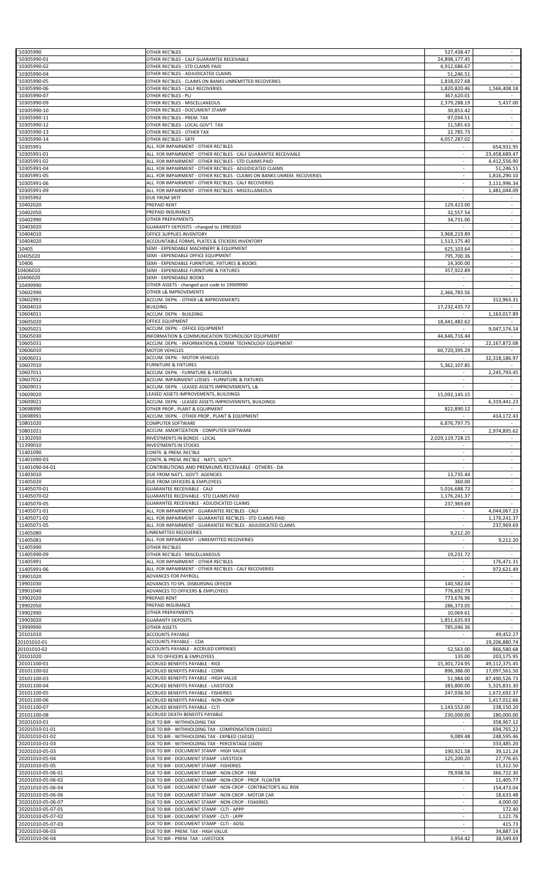| | | | |
|---|---|---|---|
| '10305990 | OTHER REC'BLES | 527,438.47 | - |
| '10305990-01 | OTHER REC'BLES - CALF GUARANTEE RECEIVABLE | 24,898,177.45 | - |
| '10305990-02 | OTHER REC'BLES - STD CLAIMS PAID | 4,912,686.67 | - |
| '10305990-04 | OTHER REC'BLES - ADJUDICATED CLAIMS | 51,246.51 | - |
| '10305990-05 | OTHER REC'BLES - CLAIMS ON BANKS UNREMITTED RECOVERIES | 1,818,027.68 | - |
| '10305990-06 | OTHER REC'BLES - CALF RECOVERIES | 1,820,820.46 | 1,566,408.18 |
| '10305990-07 | OTHER REC'BLES - PLI | 367,620.01 | - |
| '10305990-09 | OTHER REC'BLES - MISCELLANEOUS | 2,379,288.19 | 5,437.00 |
| '10305990-10 | OTHER REC'BLES - DOCUMENT STAMP | 30,853.42 | - |
| '10305990-11 | OTHER REC'BLES - PREM. TAX | 97,034.51 | - |
| '10305990-12 | OTHER REC'BLES - LOCAL GOV'T. TAX | 11,585.63 | - |
| '10305990-13 | OTHER REC'BLES - OTHER TAX | 22,785.73 | - |
| '10305990-14 | OTHER REC'BLES - SRTF | 4,057,287.02 | - |
| '10305991 | ALL. FOR IMPAIRMENT - OTHER REC'BLES | - | 654,931.95 |
| '10305991-01 | ALL. FOR IMPAIRMENT - OTHER REC'BLES - CALF GUARANTEE RECEIVABLE | - | 23,458,689.47 |
| '10305991-02 | ALL. FOR IMPAIRMENT - OTHER REC'BLES - STD CLAIMS PAID | - | 4,412,556.90 |
| '10305991-04 | ALL. FOR IMPAIRMENT - OTHER REC'BLES - ADJUDICATED CLAIMS | - | 51,246.51 |
| '10305991-05 | ALL. FOR IMPAIRMENT - OTHER REC'BLES - CLAIMS ON BANKS UNREM. RECOVERIES | - | 1,816,290.10 |
| '10305991-06 | ALL. FOR IMPAIRMENT - OTHER REC'BLES - CALF RECOVERIES | - | 3,111,996.34 |
| '10305991-09 | ALL. FOR IMPAIRMENT - OTHER REC'BLES - MISCELLANEOUS | - | 1,481,044.09 |
| '10305992 | DUE FROM SRTF | - | - |
| '10402020 | PREPAID RENT | 129,423.00 | - |
| '10402050 | PREPAID INSURANCE | 32,557.54 | - |
| '10402990 | OTHER PREPAYMENTS | 34,731.00 | - |
| '10403020 | GUARANTY DEPOSITS - changed to 19903020 | - | - |
| '10404010 | OFFICE SUPPLIES INVENTORY | 3,968,219.89 | - |
| '10404020 | ACCOUNTABLE FORMS, PLATES & STICKERS INVENTORY | 1,513,175.40 | - |
| '10405 | SEMI - EXPENDABLE MACHINERY & EQUIPMENT | 625,103.64 | - |
| 10405020 | SEMI - EXPENDABLE OFFICE EQUIPMENT | 795,700.36 | - |
| '10406 | SEMI - EXPENDABLE FURNITURE, FIXTURES & BOOKS | 14,300.00 | - |
| 10406010 | SEMI - EXPENDABLE FURNITURE & FIXTURES | 357,922.89 | - |
| 10406020 | SEMI - EXPENDABLE BOOKS | - | - |
| '10499990 | OTHER ASSETS - changed acct code to 19909990 | - | - |
| '10602990 | OTHER L& IMPROVEMENTS | 2,366,783.56 | - |
| '10602991 | ACCUM. DEPN. - OTHER L& IMPROVEMENTS | - | 312,963.31 |
| '10604010 | BUILDING | 17,232,435.72 | - |
| '10604011 | ACCUM. DEPN. - BUILDING | - | 1,163,017.89 |
| '10605020 | OFFICE EQUIPMENT | 18,441,482.62 | - |
| '10605021 | ACCUM. DEPN. - OFFICE EQUIPMENT | - | 9,047,174.14 |
| '10605030 | INFORMATION & COMMUNICATION TECHNOLOGY EQUIPMENT | 44,646,716.44 | - |
| '10605031 | ACCUM. DEPN. - INFORMATION & COMM. TECHNOLOGY EQUIPMENT | - | 22,167,872.08 |
| '10606010 | MOTOR VEHICLES | 60,720,395.29 | - |
| '10606011 | ACCUM. DEPN. - MOTOR VEHICLES | - | 32,318,186.97 |
| '10607010 | FURNITURE & FIXTURES | 5,362,107.85 | - |
| '10607011 | ACCUM. DEPN. - FURNITURE & FIXTURES | - | 2,245,793.45 |
| '10607012 | ACCUM. IMPAIRMENT LOSSES - FURNITURE & FIXTURES | - | - |
| '10609011 | ACCUM. DEPN. - LEASED ASSETS IMPROVEMENTS, L& | - | - |
| '10609020 | LEASED ASSETS IMPROVEMENTS, BUILDINGS | 15,092,145.15 | - |
| '10609021 | ACCUM. DEPN. - LEASED ASSETS IMPROVEMENTS, BUILDINGS | - | 6,319,441.23 |
| '10698990 | OTHER PROP., PLANT & EQUIPMENT | 822,890.12 | - |
| '10698991 | ACCUM. DEPN. - OTHER PROP., PLANT & EQUIPMENT | - | 414,172.43 |
| '10801020 | COMPUTER SOFTWARE | 6,876,797.75 | - |
| '10801021 | ACCUM. AMORTIZATION - COMPUTER SOFTWARE | - | 2,974,895.62 |
| '11302050 | INVESTMENTS IN BONDS - LOCAL | 2,029,119,728.15 | - |
| '11399010 | INVESTMENTS IN STOCKS | - | - |
| '11401090 | CONTR. & PREM. REC'BLE | - | - |
| '11401090-03 | CONTR. & PREM. REC'BLE - NAT'L. GOV'T. | - | - |
| '11401090-04-01 | CONTRIBUTIONS AND PREMIUMS RECEIVABLE - OTHERS - DA | - | - |
| '11403010 | DUE FROM NAT'L. GOV'T. AGENCIES | 13,735.44 | - |
| '11405020 | DUE FROM OFFICERS & EMPLOYEES | 360.00 | - |
| '11405070-01 | GUARANTEE RECEIVABLE - CALF | 5,016,688.72 | - |
| '11405070-02 | GUARANTEE RECEIVABLE - STD CLAIMS PAID | 1,176,241.37 | - |
| '11405070-05 | GUARANTEE RECEIVABLE - ADJUDICATED CLAIMS | 237,969.69 | - |
| '11405071-01 | ALL. FOR IMPAIRMENT - GUARANTEE REC'BLES - CALF | - | 4,044,067.23 |
| '11405071-02 | ALL. FOR IMPAIRMENT - GUARANTEE REC'BLES - STD CLAIMS PAID | - | 1,176,241.37 |
| '11405071-05 | ALL. FOR IMPAIRMENT - GUARANTEE REC'BLES - ADJUDICATED CLAIMS | - | 237,969.69 |
| '11405080 | UNREMITTED RECOVERIES | 9,212.20 | - |
| '11405081 | ALL. FOR IMPAIRMENT - UNREMITTED RECOVERIES | - | 9,212.20 |
| '11405990 | OTHER REC'BLES | - | - |
| '11405990-09 | OTHER REC'BLES - MISCELLANEOUS | 19,231.72 | - |
| '11405991 | ALL. FOR IMPAIRMENT - OTHER REC'BLES | - | 176,471.31 |
| '11405991-06 | ALL. FOR IMPAIRMENT - OTHER REC'BLES - CALF RECOVERIES | - | 972,621.49 |
| '19901020 | ADVANCES FOR PAYROLL | - | - |
| '19901030 | ADVANCES TO SPL. DISBURSING OFFICER | 140,582.04 | - |
| '19901040 | ADVANCES TO OFFICERS & EMPLOYEES | 776,692.79 | - |
| '19902020 | PREPAID RENT | 773,676.96 | - |
| '19902050 | PREPAID INSURANCE | 286,373.05 | - |
| '19902990 | OTHER PREPAYMENTS | 10,069.61 | - |
| '19903020 | GUARANTY DEPOSITS | 1,851,635.93 | - |
| '19999990 | OTHER ASSETS | 785,046.36 | - |
| '20101010 | ACCOUNTS PAYABLE | - | 49,452.27 |
| 20101010-01 | ACCOUNTS PAYABLE - COA | - | 19,206,880.74 |
| 20101010-02 | ACCOUNTS PAYABLE - ACCRUED EXPENSES | 52,563.00 | 866,580.68 |
| '20101020 | DUE TO OFFICERS & EMPLOYEES | 135.00 | 203,175.95 |
| '20101100-01 | ACCRUED BENEFITS PAYABLE - RICE | 15,301,724.95 | 49,112,375.45 |
| '20101100-02 | ACCRUED BENEFITS PAYABLE - CORN | 896,386.00 | 17,097,561.50 |
| '20101100-03 | ACCRUED BENEFITS PAYABLE - HIGH VALUE | 51,984.00 | 87,490,526.73 |
| '20101100-04 | ACCRUED BENEFITS PAYABLE - LIVESTOCK | 383,800.00 | 5,325,831.30 |
| '20101100-05 | ACCRUED BENEFITS PAYABLE - FISHERIES | 247,036.50 | 1,672,692.37 |
| '20101100-06 | ACCRUED BENEFITS PAYABLE - NON-CROP | - | 1,417,012.66 |
| '20101100-07 | ACCRUED BENEFITS PAYABLE - CLTI | 1,143,552.00 | 238,150.20 |
| '20101100-08 | ACCRUED DEATH BENEFITS PAYABLE | 230,000.00 | 180,000.00 |
| '20201010-01 | DUE TO BIR - WITHHOLDING TAX | - | 358,967.12 |
| '20201010-01-01 | DUE TO BIR - WITHHOLDING TAX - COMPENSATION (1601C) | - | 694,765.22 |
| '20201010-01-02 | DUE TO BIR - WITHHOLDING TAX - EXP&ED (1601E) | 9,089.48 | 248,595.46 |
| '20201010-01-03 | DUE TO BIR - WITHHOLDING TAX - PERCENTAGE (1600) | - | 333,485.20 |
| '20201010-05-03 | DUE TO BIR - DOCUMENT STAMP - HIGH VALUE | 190,921.58 | 39,121.24 |
| '20201010-05-04 | DUE TO BIR - DOCUMENT STAMP - LIVESTOCK | 125,200.20 | 27,776.65 |
| '20201010-05-05 | DUE TO BIR - DOCUMENT STAMP - FISHERIES | - | 15,312.50 |
| '20201010-05-06-01 | DUE TO BIR - DOCUMENT STAMP - NON-CROP - FIRE | 78,938.56 | 366,722.30 |
| '20201010-05-06-02 | DUE TO BIR - DOCUMENT STAMP - NON-CROP - PROP. FLOATER | - | 11,405.77 |
| '20201010-05-06-04 | DUE TO BIR - DOCUMENT STAMP - NON-CROP - CONTRACTOR'S ALL RISK | - | 154,473.04 |
| '20201010-05-06-06 | DUE TO BIR - DOCUMENT STAMP - NON-CROP - MOTOR CAR | - | 18,633.48 |
| '20201010-05-06-07 | DUE TO BIR - DOCUMENT STAMP - NON-CROP - FISHERIES | - | 4,000.00 |
| '20201010-05-07-01 | DUE TO BIR - DOCUMENT STAMP - CLTI - APPP | - | 172.40 |
| '20201010-05-07-02 | DUE TO BIR - DOCUMENT STAMP - CLTI - LRPP | - | 1,121.76 |
| '20201010-05-07-03 | DUE TO BIR - DOCUMENT STAMP - CLTI - ADSS | - | 415.73 |
| '20201010-06-03 | DUE TO BIR - PREM. TAX - HIGH VALUE | - | 34,887.14 |
| '20201010-06-04 | DUE TO BIR - PREM. TAX - LIVESTOCK | 3,954.42 | 38,549.69 |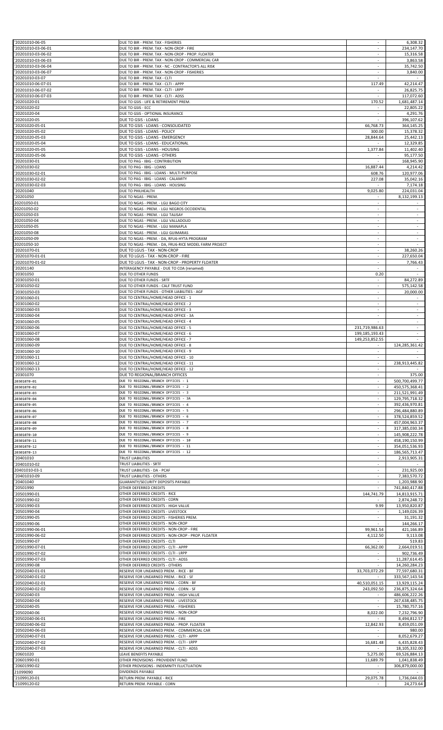| | | | |
|---|---|---|---|
| '20201010-06-05 | DUE TO BIR - PREM. TAX - FISHERIES | - | 6,308.32 |
| '20201010-03-06-01 | DUE TO BIR - PREM. TAX - NON-CROP - FIRE | - | 234,147.70 |
| '20201010-03-06-02 | DUE TO BIR - PREM. TAX - NON-CROP - PROP. FLOATER | - | 15,316.58 |
| '20201010-03-06-03 | DUE TO BIR - PREM. TAX - NON-CROP - COMMERCIAL CAR | - | 3,863.58 |
| '20201010-03-06-04 | DUE TO BIR - PREM. TAX - NC - CONTRACTOR'S ALL RISK | - | 35,742.50 |
| '20201010-03-06-07 | DUE TO BIR - PREM. TAX - NON-CROP - FISHERIES | - | 3,840.00 |
| '20201010-03-07 | DUE TO BIR - PREM. TAX - CLTI | - | - |
| '20201010-06-07-01 | DUE TO BIR - PREM. TAX - CLTI - APPP | 117.49 | 42,214.47 |
| '20201010-06-07-02 | DUE TO BIR - PREM. TAX - CLTI - LRPP | - | 26,825.75 |
| '20201010-06-07-03 | DUE TO BIR - PREM. TAX - CLTI - ADSS | - | 117,072.60 |
| '20201020-01 | DUE TO GSIS - LIFE & RETIREMENT PREM. | 170.52 | 1,681,487.14 |
| '20201020-02 | DUE TO GSIS - ECC | - | 22,805.22 |
| '20201020-04 | DUE TO GSIS - OPTIONAL INSURANCE | - | 4,291.76 |
| '20201020-05 | DUE TO GSIS - LOANS | - | 396,107.62 |
| '20201020-05-01 | DUE TO GSIS - LOANS - CONSOLIDATED | 66,768.73 | 364,145.25 |
| '20201020-05-02 | DUE TO GSIS - LOANS - POLICY | 300.00 | 15,378.32 |
| '20201020-05-03 | DUE TO GSIS - LOANS - EMERGENCY | 28,844.64 | 25,442.13 |
| '20201020-05-04 | DUE TO GSIS - LOANS - EDUCATIONAL | - | 12,329.85 |
| '20201020-05-05 | DUE TO GSIS - LOANS - HOUSING | 1,377.84 | 11,402.40 |
| '20201020-05-06 | DUE TO GSIS - LOANS - OTHERS | - | 95,177.50 |
| '20201030-01 | DUE TO PAG - IBIG - CONTRIBUTION | - | 168,945.90 |
| '20201030-02 | DUE TO PAG - IBIG - LOANS | 16,887.44 | 4,214.42 |
| '20201030-02-01 | DUE TO PAG - IBIG - LOANS - MULTI PURPOSE | 608.76 | 120,977.06 |
| '20201030-02-02 | DUE TO PAG - IBIG - LOANS - CALAMITY | 227.08 | 35,042.16 |
| '20201030-02-03 | DUE TO PAG - IBIG - LOANS - HOUSING | - | 7,174.18 |
| '20201040 | DUE TO PHILHEALTH | 9,025.80 | 224,031.04 |
| '20201050 | DUE TO NGAS - PREM. | - | 8,132,199.13 |
| 20201050-01 | DUE TO NGAS - PREM. - LGU BAGO CITY | - | - |
| 20201050-02 | DUE TO NGAS - PREM. - LGU NEGROS OCCIDENTAL | - | - |
| 20201050-03 | DUE TO NGAS - PREM. - LGU TALISAY | - | - |
| 20201050-04 | DUE TO NGAS - PREM. - LGU VALLADOLID | - | - |
| 20201050-05 | DUE TO NGAS - PREM. - LGU MANAPLA | - | - |
| 20201050-08 | DUE TO NGAS - PREM. - LGU GUIMARAS | - | - |
| 20201050-09 | DUE TO NGAS - PREM. - DA, RFU6-HYTA PROGRAM | - | - |
| 20201050-10 | DUE TO NGAS - PREM. - DA, FRU6-RICE MODEL FARM PROJECT | - | - |
| '20201070-01 | DUE TO LGUS - TAX - NON-CROP | - | 38,260.26 |
| '20201070-01-01 | DUE TO LGUS - TAX - NON-CROP - FIRE | - | 227,650.04 |
| '20201070-01-02 | DUE TO LGUS - TAX - NON-CROP - PROPERTY FLOATER | - | 7,766.43 |
| '20201140 | INTERAGENCY PAYABLE - DUE TO COA (renamed) | - | - |
| '20301050 | DUE TO OTHER FUNDS | 0.20 | - |
| '20301050-01 | DUE TO OTHER FUNDS - SRTF | - | 84,272.89 |
| '20301050-02 | DUE TO OTHER FUNDS - CALF TRUST FUND | - | 575,142.58 |
| '20301050-03 | DUE TO OTHER FUNDS - OTHER LIABILITIES - AGF | - | 20,000.00 |
| '20301060-01 | DUE TO CENTRAL/HOME/HEAD OFFICE - 1 | - | - |
| '20301060-02 | DUE TO CENTRAL/HOME/HEAD OFFICE - 2 | - | - |
| '20301060-03 | DUE TO CENTRAL/HOME/HEAD OFFICE - 3 | - | - |
| '20301060-04 | DUE TO CENTRAL/HOME/HEAD OFFICE - 3A | - | - |
| '20301060-05 | DUE TO CENTRAL/HOME/HEAD OFFICE - 4 | - | - |
| '20301060-06 | DUE TO CENTRAL/HOME/HEAD OFFICE - 5 | 231,719,986.63 | - |
| '20301060-07 | DUE TO CENTRAL/HOME/HEAD OFFICE - 6 | 199,185,193.43 | - |
| '20301060-08 | DUE TO CENTRAL/HOME/HEAD OFFICE - 7 | 149,253,852.55 | - |
| '20301060-09 | DUE TO CENTRAL/HOME/HEAD OFFICE - 8 | - | 124,285,361.42 |
| '20301060-10 | DUE TO CENTRAL/HOME/HEAD OFFICE - 9 | - | - |
| '20301060-11 | DUE TO CENTRAL/HOME/HEAD OFFICE - 10 | - | - |
| '20301060-12 | DUE TO CENTRAL/HOME/HEAD OFFICE - 11 | - | 238,913,445.82 |
| '20301060-13 | DUE TO CENTRAL/HOME/HEAD OFFICE - 12 | - | - |
| '20301070 | DUE TO REGIONAL/BRANCH OFFICES | - | 375.00 |
| 20301070-01 | DUE TO REGIONAL/BRANCH OFFICES - 1 | - | 500,700,499.77 |
| 20301070-02 | DUE TO REGIONAL/BRANCH OFFICES - 2 | - | 450,575,368.41 |
| 20301070-03 | DUE TO REGIONAL/BRANCH OFFICES - 3 | - | 211,521,991.49 |
| 20301070-04 | DUE TO REGIONAL/BRANCH OFFICES - 3A | - | 129,795,718.32 |
| 20301070-05 | DUE TO REGIONAL/BRANCH OFFICES - 4 | - | 392,436,970.81 |
| 20301070-06 | DUE TO REGIONAL/BRANCH OFFICES - 5 | - | 296,484,880.89 |
| 20301070-07 | DUE TO REGIONAL/BRANCH OFFICES - 6 | - | 378,524,859.52 |
| 20301070-08 | DUE TO REGIONAL/BRANCH OFFICES - 7 | - | 457,004,963.37 |
| 20301070-09 | DUE TO REGIONAL/BRANCH OFFICES - 8 | - | 317,385,030.34 |
| 20301070-10 | DUE TO REGIONAL/BRANCH OFFICES - 9 | - | 145,908,222.78 |
| 20301070-11 | DUE TO REGIONAL/BRANCH OFFICES - 10 | - | 458,190,150.99 |
| 20301070-12 | DUE TO REGIONAL/BRANCH OFFICES - 11 | - | 354,051,536.93 |
| 20301070-13 | DUE TO REGIONAL/BRANCH OFFICES - 12 | - | 186,565,713.47 |
| '20401010 | TRUST LIABILITIES | - | 2,913,905.31 |
| '20401010-02 | TRUST LIABILITIES - SRTF | - | - |
| 20401010-03-1 | TRUST LIABILITIES - DA - PCAF | - | 231,925.00 |
| '20401010-09 | TRUST LIABILITIES - OTHERS | - | 7,383,570.72 |
| '20401040 | GUARANTY/SECURITY DEPOSITS PAYABLE | - | 1,203,988.90 |
| '20501990 | OTHER DEFERRED CREDITS | - | 741,840,417.88 |
| '20501990-01 | OTHER DEFERRED CREDITS - RICE | 144,741.79 | 14,813,915.71 |
| '20501990-02 | OTHER DEFERRED CREDITS - CORN | - | 2,874,248.72 |
| '20501990-03 | OTHER DEFERRED CREDITS - HIGH VALUE | 9.99 | 13,950,820.87 |
| '20501990-04 | OTHER DEFERRED CREDITS - LIVESTOCK | - | 1,149,026.39 |
| '20501990-05 | OTHER DEFERRED CREDITS - FISHERIES PREM. | - | 31,191.32 |
| '20501990-06 | OTHER DEFERRED CREDITS - NON-CROP | - | 144,266.17 |
| '20501990-06-01 | OTHER DEFERRED CREDITS - NON-CROP - FIRE | 99,961.54 | 421,166.89 |
| '20501990-06-02 | OTHER DEFERRED CREDITS - NON-CROP - PROP. FLOATER | 4,112.50 | 9,113.08 |
| '20501990-07 | OTHER DEFERRED CREDITS - CLTI | - | 519.83 |
| '20501990-07-01 | OTHER DEFERRED CREDITS - CLTI - APPP | 66,362.00 | 2,664,019.51 |
| '20501990-07-02 | OTHER DEFERRED CREDITS - CLTI - LRPP | - | 902,736.49 |
| '20501990-07-03 | OTHER DEFERRED CREDITS - CLTI - ADSS | - | 11,287,614.45 |
| '20501990-08 | OTHER DEFERRED CREDITS - OTHERS | - | 14,260,284.23 |
| '20502040-01-01 | RESERVE FOR UNEARNED PREM. - RICE - BF | 33,703,072.29 | 77,597,680.31 |
| '20502040-01-02 | RESERVE FOR UNEARNED PREM. - RICE - SF | - | 333,567,143.54 |
| '20502040-02-01 | RESERVE FOR UNEARNED PREM. - CORN - BF | 40,510,051.15 | 13,929,115.24 |
| '20502040-02-02 | RESERVE FOR UNEARNED PREM. - CORN - SF | 243,092.50 | 236,875,324.64 |
| '20502040-03 | RESERVE FOR UNEARNED PREM. - HIGH VALUE | - | 486,606,222.26 |
| '20502040-04 | RESERVE FOR UNEARNED PREM. - LIVESTOCK | - | 267,638,485.75 |
| '20502040-05 | RESERVE FOR UNEARNED PREM. - FISHERIES | - | 15,780,757.16 |
| '20502040-06 | RESERVE FOR UNEARNED PREM. - NON-CROP | 8,022.00 | 7,232,796.90 |
| '20502040-06-01 | RESERVE FOR UNEARNED PREM. - FIRE | - | 8,494,812.57 |
| '20502040-06-02 | RESERVE FOR UNEARNED PREM. - PROP. FLOATER | 12,842.93 | 8,459,051.09 |
| '20502040-06-03 | RESERVE FOR UNEARNED PREM. - COMMERCIAL CAR | - | 980.00 |
| '20502040-07-01 | RESERVE FOR UNEARNED PREM. - CLTI - APPP | - | 8,052,679.27 |
| '20502040-07-02 | RESERVE FOR UNEARNED PREM. - CLTI - LRPP | 16,681.48 | 6,435,828.43 |
| '20502040-07-03 | RESERVE FOR UNEARNED PREM. - CLTI - ADSS | - | 18,105,332.00 |
| '20601020 | LEAVE BENEFITS PAYABLE | 5,275.00 | 69,526,884.13 |
| '20601990-01 | OTHER PROVISIONS - PROVIDENT FUND | 11,689.79 | 1,041,838.49 |
| '20601990-02 | OTHER PROVISIONS - INDEMNITY FLUCTUATION | - | 306,879,000.00 |
| 21099090 | DIVIDENDS PAYABLE | - | - |
| '21099120-01 | RETURN PREM. PAYABLE - RICE | 29,075.78 | 1,736,044.03 |
| '21099120-02 | RETURN PREM. PAYABLE - CORN | - | 24,273.64 |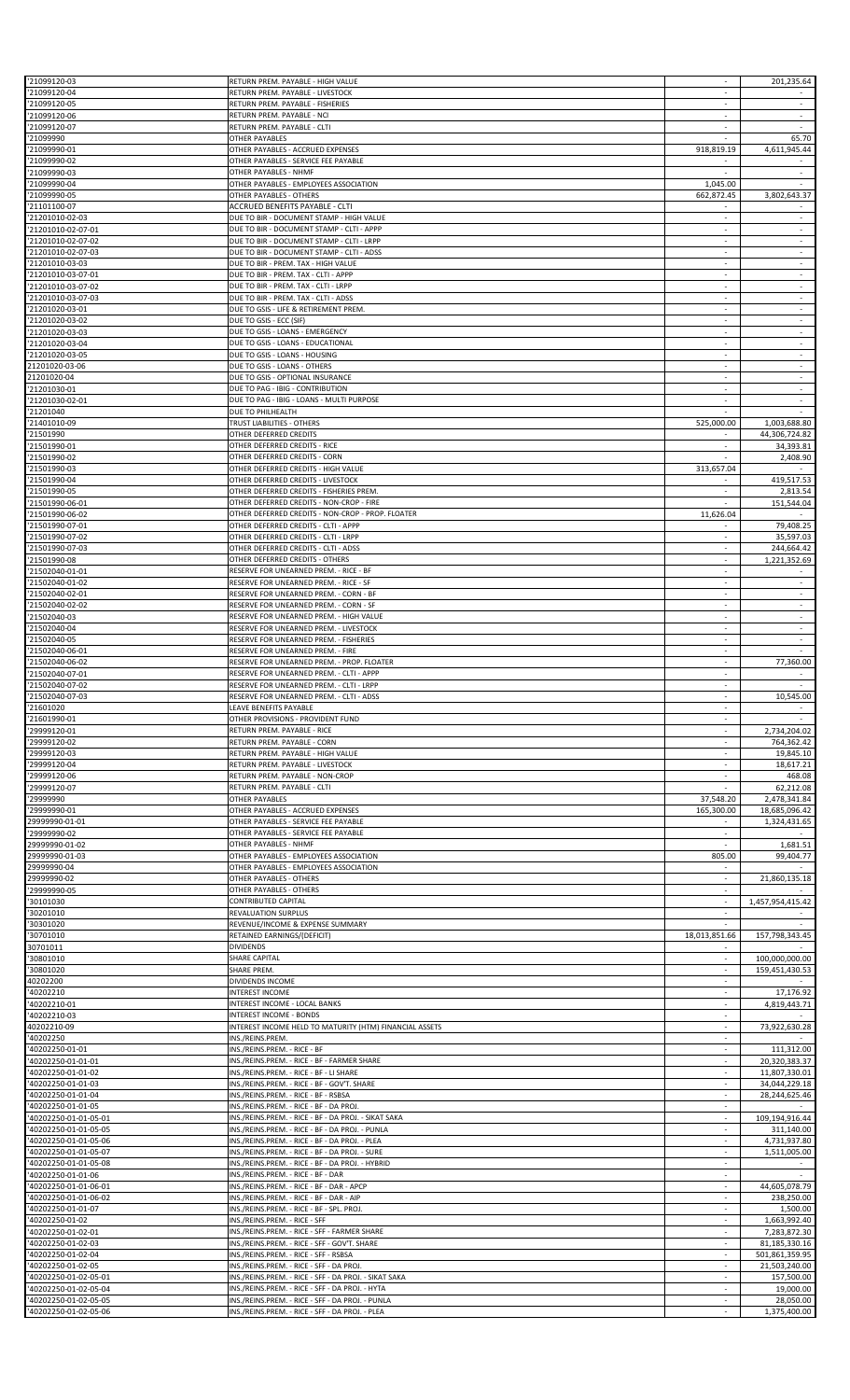| | | | |
|---|---|---|---|
| '21099120-03 | RETURN PREM. PAYABLE - HIGH VALUE | - | 201,235.64 |
| '21099120-04 | RETURN PREM. PAYABLE - LIVESTOCK | - | - |
| '21099120-05 | RETURN PREM. PAYABLE - FISHERIES | - | - |
| '21099120-06 | RETURN PREM. PAYABLE - NCI | - | - |
| '21099120-07 | RETURN PREM. PAYABLE - CLTI | - | - |
| '21099990 | OTHER PAYABLES | - | 65.70 |
| '21099990-01 | OTHER PAYABLES - ACCRUED EXPENSES | 918,819.19 | 4,611,945.44 |
| '21099990-02 | OTHER PAYABLES - SERVICE FEE PAYABLE | - | - |
| '21099990-03 | OTHER PAYABLES - NHMF | - | - |
| '21099990-04 | OTHER PAYABLES - EMPLOYEES ASSOCIATION | 1,045.00 | - |
| '21099990-05 | OTHER PAYABLES - OTHERS | 662,872.45 | 3,802,643.37 |
| '21101100-07 | ACCRUED BENEFITS PAYABLE - CLTI | - | - |
| '21201010-02-03 | DUE TO BIR - DOCUMENT STAMP - HIGH VALUE | - | - |
| '21201010-02-07-01 | DUE TO BIR - DOCUMENT STAMP - CLTI - APPP | - | - |
| '21201010-02-07-02 | DUE TO BIR - DOCUMENT STAMP - CLTI - LRPP | - | - |
| '21201010-02-07-03 | DUE TO BIR - DOCUMENT STAMP - CLTI - ADSS | - | - |
| '21201010-03-03 | DUE TO BIR - PREM. TAX - HIGH VALUE | - | - |
| '21201010-03-07-01 | DUE TO BIR - PREM. TAX - CLTI - APPP | - | - |
| '21201010-03-07-02 | DUE TO BIR - PREM. TAX - CLTI - LRPP | - | - |
| '21201010-03-07-03 | DUE TO BIR - PREM. TAX - CLTI - ADSS | - | - |
| '21201020-03-01 | DUE TO GSIS - LIFE & RETIREMENT PREM. | - | - |
| '21201020-03-02 | DUE TO GSIS - ECC (SIF) | - | - |
| '21201020-03-03 | DUE TO GSIS - LOANS - EMERGENCY | - | - |
| '21201020-03-04 | DUE TO GSIS - LOANS - EDUCATIONAL | - | - |
| '21201020-03-05 | DUE TO GSIS - LOANS - HOUSING | - | - |
| 21201020-03-06 | DUE TO GSIS - LOANS - OTHERS | - | - |
| 21201020-04 | DUE TO GSIS - OPTIONAL INSURANCE | - | - |
| '21201030-01 | DUE TO PAG - IBIG - CONTRIBUTION | - | - |
| '21201030-02-01 | DUE TO PAG - IBIG - LOANS - MULTI PURPOSE | - | - |
| '21201040 | DUE TO PHILHEALTH | - | - |
| '21401010-09 | TRUST LIABILITIES - OTHERS | 525,000.00 | 1,003,688.80 |
| '21501990 | OTHER DEFERRED CREDITS | - | 44,306,724.82 |
| '21501990-01 | OTHER DEFERRED CREDITS - RICE | - | 34,393.81 |
| '21501990-02 | OTHER DEFERRED CREDITS - CORN | - | 2,408.90 |
| '21501990-03 | OTHER DEFERRED CREDITS - HIGH VALUE | 313,657.04 | - |
| '21501990-04 | OTHER DEFERRED CREDITS - LIVESTOCK | - | 419,517.53 |
| '21501990-05 | OTHER DEFERRED CREDITS - FISHERIES PREM. | - | 2,813.54 |
| '21501990-06-01 | OTHER DEFERRED CREDITS - NON-CROP - FIRE | - | 151,544.04 |
| '21501990-06-02 | OTHER DEFERRED CREDITS - NON-CROP - PROP. FLOATER | 11,626.04 | - |
| '21501990-07-01 | OTHER DEFERRED CREDITS - CLTI - APPP | - | 79,408.25 |
| '21501990-07-02 | OTHER DEFERRED CREDITS - CLTI - LRPP | - | 35,597.03 |
| '21501990-07-03 | OTHER DEFERRED CREDITS - CLTI - ADSS | - | 244,664.42 |
| '21501990-08 | OTHER DEFERRED CREDITS - OTHERS | - | 1,221,352.69 |
| '21502040-01-01 | RESERVE FOR UNEARNED PREM. - RICE - BF | - | - |
| '21502040-01-02 | RESERVE FOR UNEARNED PREM. - RICE - SF | - | - |
| '21502040-02-01 | RESERVE FOR UNEARNED PREM. - CORN - BF | - | - |
| '21502040-02-02 | RESERVE FOR UNEARNED PREM. - CORN - SF | - | - |
| '21502040-03 | RESERVE FOR UNEARNED PREM. - HIGH VALUE | - | - |
| '21502040-04 | RESERVE FOR UNEARNED PREM. - LIVESTOCK | - | - |
| '21502040-05 | RESERVE FOR UNEARNED PREM. - FISHERIES | - | - |
| '21502040-06-01 | RESERVE FOR UNEARNED PREM. - FIRE | - | - |
| '21502040-06-02 | RESERVE FOR UNEARNED PREM. - PROP. FLOATER | - | 77,360.00 |
| '21502040-07-01 | RESERVE FOR UNEARNED PREM. - CLTI - APPP | - | - |
| '21502040-07-02 | RESERVE FOR UNEARNED PREM. - CLTI - LRPP | - | - |
| '21502040-07-03 | RESERVE FOR UNEARNED PREM. - CLTI - ADSS | - | 10,545.00 |
| '21601020 | LEAVE BENEFITS PAYABLE | - | - |
| '21601990-01 | OTHER PROVISIONS - PROVIDENT FUND | - | - |
| '29999120-01 | RETURN PREM. PAYABLE - RICE | - | 2,734,204.02 |
| '29999120-02 | RETURN PREM. PAYABLE - CORN | - | 764,362.42 |
| '29999120-03 | RETURN PREM. PAYABLE - HIGH VALUE | - | 19,845.10 |
| '29999120-04 | RETURN PREM. PAYABLE - LIVESTOCK | - | 18,617.21 |
| '29999120-06 | RETURN PREM. PAYABLE - NON-CROP | - | 468.08 |
| '29999120-07 | RETURN PREM. PAYABLE - CLTI | - | 62,212.08 |
| '29999990 | OTHER PAYABLES | 37,548.20 | 2,478,341.84 |
| '29999990-01 | OTHER PAYABLES - ACCRUED EXPENSES | 165,300.00 | 18,685,096.42 |
| 29999990-01-01 | OTHER PAYABLES - SERVICE FEE PAYABLE | - | 1,324,431.65 |
| '29999990-02 | OTHER PAYABLES - SERVICE FEE PAYABLE | - | - |
| 29999990-01-02 | OTHER PAYABLES - NHMF | - | 1,681.51 |
| 29999990-01-03 | OTHER PAYABLES - EMPLOYEES ASSOCIATION | 805.00 | 99,404.77 |
| 29999990-04 | OTHER PAYABLES - EMPLOYEES ASSOCIATION | - | - |
| 29999990-02 | OTHER PAYABLES - OTHERS | - | 21,860,135.18 |
| '29999990-05 | OTHER PAYABLES - OTHERS | - | - |
| '30101030 | CONTRIBUTED CAPITAL | - | 1,457,954,415.42 |
| '30201010 | REVALUATION SURPLUS | - | - |
| '30301020 | REVENUE/INCOME & EXPENSE SUMMARY | - | - |
| '30701010 | RETAINED EARNINGS/(DEFICIT) | 18,013,851.66 | 157,798,343.45 |
| 30701011 | DIVIDENDS | - | - |
| '30801010 | SHARE CAPITAL | - | 100,000,000.00 |
| '30801020 | SHARE PREM. | - | 159,451,430.53 |
| 40202200 | DIVIDENDS INCOME | - | - |
| '40202210 | INTEREST INCOME | - | 17,176.92 |
| '40202210-01 | INTEREST INCOME - LOCAL BANKS | - | 4,819,443.71 |
| '40202210-03 | INTEREST INCOME - BONDS | - | - |
| 40202210-09 | INTEREST INCOME HELD TO MATURITY (HTM) FINANCIAL ASSETS | - | 73,922,630.28 |
| '40202250 | INS./REINS.PREM. | - | - |
| '40202250-01-01 | INS./REINS.PREM. - RICE - BF | - | 111,312.00 |
| '40202250-01-01-01 | INS./REINS.PREM. - RICE - BF - FARMER SHARE | - | 20,320,383.37 |
| '40202250-01-01-02 | INS./REINS.PREM. - RICE - BF - LI SHARE | - | 11,807,330.01 |
| '40202250-01-01-03 | INS./REINS.PREM. - RICE - BF - GOV'T. SHARE | - | 34,044,229.18 |
| '40202250-01-01-04 | INS./REINS.PREM. - RICE - BF - RSBSA | - | 28,244,625.46 |
| '40202250-01-01-05 | INS./REINS.PREM. - RICE - BF - DA PROJ. | - | - |
| '40202250-01-01-05-01 | INS./REINS.PREM. - RICE - BF - DA PROJ. - SIKAT SAKA | - | 109,194,916.44 |
| '40202250-01-01-05-05 | INS./REINS.PREM. - RICE - BF - DA PROJ. - PUNLA | - | 311,140.00 |
| '40202250-01-01-05-06 | INS./REINS.PREM. - RICE - BF - DA PROJ. - PLEA | - | 4,731,937.80 |
| '40202250-01-01-05-07 | INS./REINS.PREM. - RICE - BF - DA PROJ. - SURE | - | 1,511,005.00 |
| '40202250-01-01-05-08 | INS./REINS.PREM. - RICE - BF - DA PROJ. - HYBRID | - | - |
| '40202250-01-01-06 | INS./REINS.PREM. - RICE - BF - DAR | - | - |
| '40202250-01-01-06-01 | INS./REINS.PREM. - RICE - BF - DAR - APCP | - | 44,605,078.79 |
| '40202250-01-01-06-02 | INS./REINS.PREM. - RICE - BF - DAR - AIP | - | 238,250.00 |
| '40202250-01-01-07 | INS./REINS.PREM. - RICE - BF - SPL. PROJ. | - | 1,500.00 |
| '40202250-01-02 | INS./REINS.PREM. - RICE - SFF | - | 1,663,992.40 |
| '40202250-01-02-01 | INS./REINS.PREM. - RICE - SFF - FARMER SHARE | - | 7,283,872.30 |
| '40202250-01-02-03 | INS./REINS.PREM. - RICE - SFF - GOV'T. SHARE | - | 81,185,330.16 |
| '40202250-01-02-04 | INS./REINS.PREM. - RICE - SFF - RSBSA | - | 501,861,359.95 |
| '40202250-01-02-05 | INS./REINS.PREM. - RICE - SFF - DA PROJ. | - | 21,503,240.00 |
| '40202250-01-02-05-01 | INS./REINS.PREM. - RICE - SFF - DA PROJ. - SIKAT SAKA | - | 157,500.00 |
| '40202250-01-02-05-04 | INS./REINS.PREM. - RICE - SFF - DA PROJ. - HYTA | - | 19,000.00 |
| '40202250-01-02-05-05 | INS./REINS.PREM. - RICE - SFF - DA PROJ. - PUNLA | - | 28,050.00 |
| '40202250-01-02-05-06 | INS./REINS.PREM. - RICE - SFF - DA PROJ. - PLEA | - | 1,375,400.00 |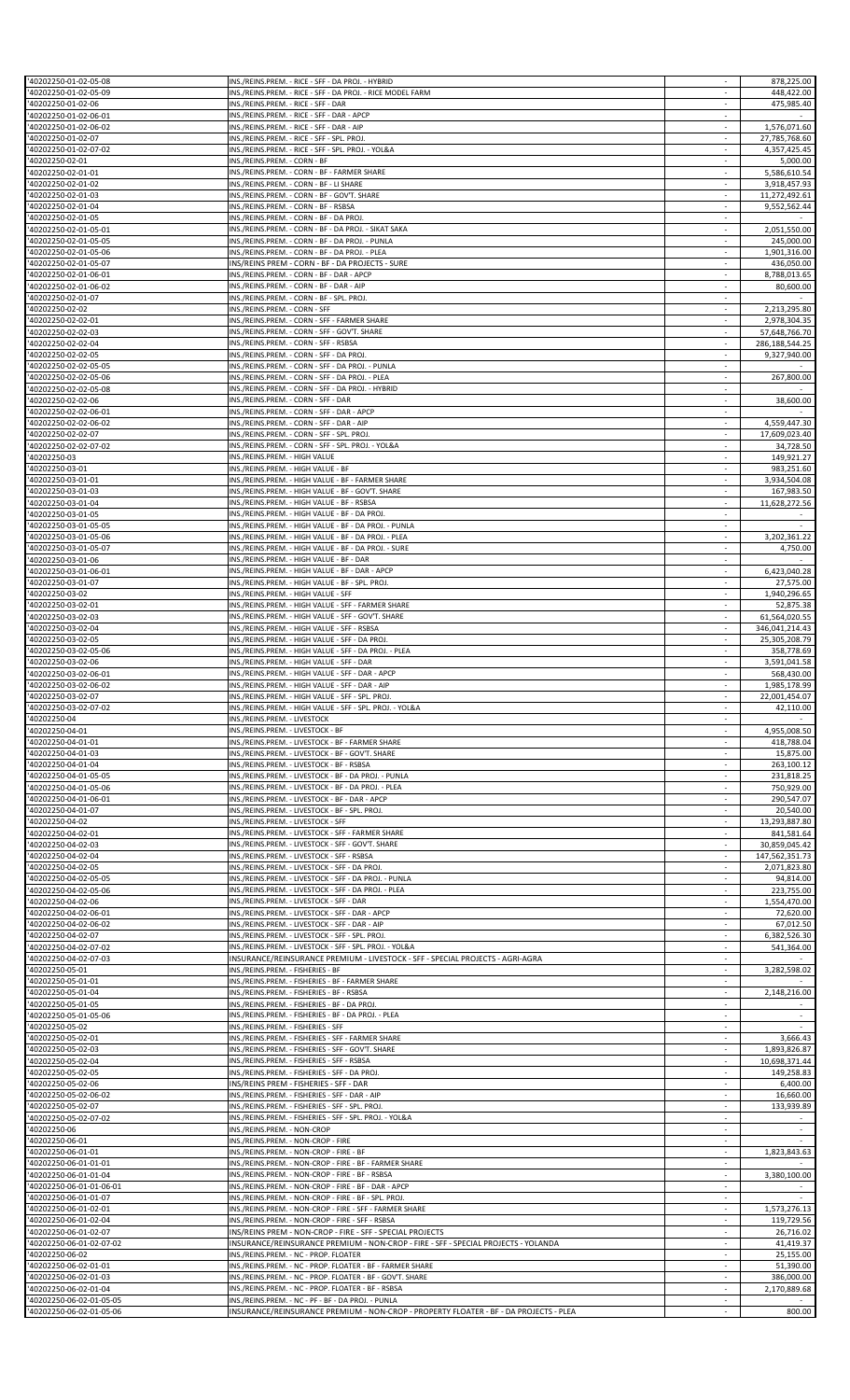| | | | |
|---|---|---|---|
| '40202250-01-02-05-08 | INS./REINS.PREM. - RICE - SFF - DA PROJ. - HYBRID | - | 878,225.00 |
| '40202250-01-02-05-09 | INS./REINS.PREM. - RICE - SFF - DA PROJ. - RICE MODEL FARM | - | 448,422.00 |
| '40202250-01-02-06 | INS./REINS.PREM. - RICE - SFF - DAR | - | 475,985.40 |
| '40202250-01-02-06-01 | INS./REINS.PREM. - RICE - SFF - DAR - APCP | - | - |
| '40202250-01-02-06-02 | INS./REINS.PREM. - RICE - SFF - DAR - AIP | - | 1,576,071.60 |
| '40202250-01-02-07 | INS./REINS.PREM. - RICE - SFF - SPL. PROJ. | - | 27,785,768.60 |
| '40202250-01-02-07-02 | INS./REINS.PREM. - RICE - SFF - SPL. PROJ. - YOL&A | - | 4,357,425.45 |
| '40202250-02-01 | INS./REINS.PREM. - CORN - BF | - | 5,000.00 |
| '40202250-02-01-01 | INS./REINS.PREM. - CORN - BF - FARMER SHARE | - | 5,586,610.54 |
| '40202250-02-01-02 | INS./REINS.PREM. - CORN - BF - LI SHARE | - | 3,918,457.93 |
| '40202250-02-01-03 | INS./REINS.PREM. - CORN - BF - GOV'T. SHARE | - | 11,272,492.61 |
| '40202250-02-01-04 | INS./REINS.PREM. - CORN - BF - RSBSA | - | 9,552,562.44 |
| '40202250-02-01-05 | INS./REINS.PREM. - CORN - BF - DA PROJ. | - | - |
| '40202250-02-01-05-01 | INS./REINS.PREM. - CORN - BF - DA PROJ. - SIKAT SAKA | - | 2,051,550.00 |
| '40202250-02-01-05-05 | INS./REINS.PREM. - CORN - BF - DA PROJ. - PUNLA | - | 245,000.00 |
| '40202250-02-01-05-06 | INS./REINS.PREM. - CORN - BF - DA PROJ. - PLEA | - | 1,901,316.00 |
| '40202250-02-01-05-07 | INS/REINS PREM - CORN - BF - DA PROJECTS - SURE | - | 436,050.00 |
| '40202250-02-01-06-01 | INS./REINS.PREM. - CORN - BF - DAR - APCP | - | 8,788,013.65 |
| '40202250-02-01-06-02 | INS./REINS.PREM. - CORN - BF - DAR - AIP | - | 80,600.00 |
| '40202250-02-01-07 | INS./REINS.PREM. - CORN - BF - SPL. PROJ. | - | - |
| '40202250-02-02 | INS./REINS.PREM. - CORN - SFF | - | 2,213,295.80 |
| '40202250-02-02-01 | INS./REINS.PREM. - CORN - SFF - FARMER SHARE | - | 2,978,304.35 |
| '40202250-02-02-03 | INS./REINS.PREM. - CORN - SFF - GOV'T. SHARE | - | 57,648,766.70 |
| '40202250-02-02-04 | INS./REINS.PREM. - CORN - SFF - RSBSA | - | 286,188,544.25 |
| '40202250-02-02-05 | INS./REINS.PREM. - CORN - SFF - DA PROJ. | - | 9,327,940.00 |
| '40202250-02-02-05-05 | INS./REINS.PREM. - CORN - SFF - DA PROJ. - PUNLA | - | - |
| '40202250-02-02-05-06 | INS./REINS.PREM. - CORN - SFF - DA PROJ. - PLEA | - | 267,800.00 |
| '40202250-02-02-05-08 | INS./REINS.PREM. - CORN - SFF - DA PROJ. - HYBRID | - | - |
| '40202250-02-02-06 | INS./REINS.PREM. - CORN - SFF - DAR | - | 38,600.00 |
| '40202250-02-02-06-01 | INS./REINS.PREM. - CORN - SFF - DAR - APCP | - | - |
| '40202250-02-02-06-02 | INS./REINS.PREM. - CORN - SFF - DAR - AIP | - | 4,559,447.30 |
| '40202250-02-02-07 | INS./REINS.PREM. - CORN - SFF - SPL. PROJ. | - | 17,609,023.40 |
| '40202250-02-02-07-02 | INS./REINS.PREM. - CORN - SFF - SPL. PROJ. - YOL&A | - | 34,728.50 |
| '40202250-03 | INS./REINS.PREM. - HIGH VALUE | - | 149,921.27 |
| '40202250-03-01 | INS./REINS.PREM. - HIGH VALUE - BF | - | 983,251.60 |
| '40202250-03-01-01 | INS./REINS.PREM. - HIGH VALUE - BF - FARMER SHARE | - | 3,934,504.08 |
| '40202250-03-01-03 | INS./REINS.PREM. - HIGH VALUE - BF - GOV'T. SHARE | - | 167,983.50 |
| '40202250-03-01-04 | INS./REINS.PREM. - HIGH VALUE - BF - RSBSA | - | 11,628,272.56 |
| '40202250-03-01-05 | INS./REINS.PREM. - HIGH VALUE - BF - DA PROJ. | - | - |
| '40202250-03-01-05-05 | INS./REINS.PREM. - HIGH VALUE - BF - DA PROJ. - PUNLA | - | - |
| '40202250-03-01-05-06 | INS./REINS.PREM. - HIGH VALUE - BF - DA PROJ. - PLEA | - | 3,202,361.22 |
| '40202250-03-01-05-07 | INS./REINS.PREM. - HIGH VALUE - BF - DA PROJ. - SURE | - | 4,750.00 |
| '40202250-03-01-06 | INS./REINS.PREM. - HIGH VALUE - BF - DAR | - | - |
| '40202250-03-01-06-01 | INS./REINS.PREM. - HIGH VALUE - BF - DAR - APCP | - | 6,423,040.28 |
| '40202250-03-01-07 | INS./REINS.PREM. - HIGH VALUE - BF - SPL. PROJ. | - | 27,575.00 |
| '40202250-03-02 | INS./REINS.PREM. - HIGH VALUE - SFF | - | 1,940,296.65 |
| '40202250-03-02-01 | INS./REINS.PREM. - HIGH VALUE - SFF - FARMER SHARE | - | 52,875.38 |
| '40202250-03-02-03 | INS./REINS.PREM. - HIGH VALUE - SFF - GOV'T. SHARE | - | 61,564,020.55 |
| '40202250-03-02-04 | INS./REINS.PREM. - HIGH VALUE - SFF - RSBSA | - | 346,041,214.43 |
| '40202250-03-02-05 | INS./REINS.PREM. - HIGH VALUE - SFF - DA PROJ. | - | 25,305,208.79 |
| '40202250-03-02-05-06 | INS./REINS.PREM. - HIGH VALUE - SFF - DA PROJ. - PLEA | - | 358,778.69 |
| '40202250-03-02-06 | INS./REINS.PREM. - HIGH VALUE - SFF - DAR | - | 3,591,041.58 |
| '40202250-03-02-06-01 | INS./REINS.PREM. - HIGH VALUE - SFF - DAR - APCP | - | 568,430.00 |
| '40202250-03-02-06-02 | INS./REINS.PREM. - HIGH VALUE - SFF - DAR - AIP | - | 1,985,178.99 |
| '40202250-03-02-07 | INS./REINS.PREM. - HIGH VALUE - SFF - SPL. PROJ. | - | 22,001,454.07 |
| '40202250-03-02-07-02 | INS./REINS.PREM. - HIGH VALUE - SFF - SPL. PROJ. - YOL&A | - | 42,110.00 |
| '40202250-04 | INS./REINS.PREM. - LIVESTOCK | - | - |
| '40202250-04-01 | INS./REINS.PREM. - LIVESTOCK - BF | - | 4,955,008.50 |
| '40202250-04-01-01 | INS./REINS.PREM. - LIVESTOCK - BF - FARMER SHARE | - | 418,788.04 |
| '40202250-04-01-03 | INS./REINS.PREM. - LIVESTOCK - BF - GOV'T. SHARE | - | 15,875.00 |
| '40202250-04-01-04 | INS./REINS.PREM. - LIVESTOCK - BF - RSBSA | - | 263,100.12 |
| '40202250-04-01-05-05 | INS./REINS.PREM. - LIVESTOCK - BF - DA PROJ. - PUNLA | - | 231,818.25 |
| '40202250-04-01-05-06 | INS./REINS.PREM. - LIVESTOCK - BF - DA PROJ. - PLEA | - | 750,929.00 |
| '40202250-04-01-06-01 | INS./REINS.PREM. - LIVESTOCK - BF - DAR - APCP | - | 290,547.07 |
| '40202250-04-01-07 | INS./REINS.PREM. - LIVESTOCK - BF - SPL. PROJ. | - | 20,540.00 |
| '40202250-04-02 | INS./REINS.PREM. - LIVESTOCK - SFF | - | 13,293,887.80 |
| '40202250-04-02-01 | INS./REINS.PREM. - LIVESTOCK - SFF - FARMER SHARE | - | 841,581.64 |
| '40202250-04-02-03 | INS./REINS.PREM. - LIVESTOCK - SFF - GOV'T. SHARE | - | 30,859,045.42 |
| '40202250-04-02-04 | INS./REINS.PREM. - LIVESTOCK - SFF - RSBSA | - | 147,562,351.73 |
| '40202250-04-02-05 | INS./REINS.PREM. - LIVESTOCK - SFF - DA PROJ. | - | 2,071,823.80 |
| '40202250-04-02-05-05 | INS./REINS.PREM. - LIVESTOCK - SFF - DA PROJ. - PUNLA | - | 94,814.00 |
| '40202250-04-02-05-06 | INS./REINS.PREM. - LIVESTOCK - SFF - DA PROJ. - PLEA | - | 223,755.00 |
| '40202250-04-02-06 | INS./REINS.PREM. - LIVESTOCK - SFF - DAR | - | 1,554,470.00 |
| '40202250-04-02-06-01 | INS./REINS.PREM. - LIVESTOCK - SFF - DAR - APCP | - | 72,620.00 |
| '40202250-04-02-06-02 | INS./REINS.PREM. - LIVESTOCK - SFF - DAR - AIP | - | 67,012.50 |
| '40202250-04-02-07 | INS./REINS.PREM. - LIVESTOCK - SFF - SPL. PROJ. | - | 6,382,526.30 |
| '40202250-04-02-07-02 | INS./REINS.PREM. - LIVESTOCK - SFF - SPL. PROJ. - YOL&A | - | 541,364.00 |
| '40202250-04-02-07-03 | INSURANCE/REINSURANCE PREMIUM - LIVESTOCK - SFF - SPECIAL PROJECTS - AGRI-AGRA | - | - |
| '40202250-05-01 | INS./REINS.PREM. - FISHERIES - BF | - | 3,282,598.02 |
| '40202250-05-01-01 | INS./REINS.PREM. - FISHERIES - BF - FARMER SHARE | - | - |
| '40202250-05-01-04 | INS./REINS.PREM. - FISHERIES - BF - RSBSA | - | 2,148,216.00 |
| '40202250-05-01-05 | INS./REINS.PREM. - FISHERIES - BF - DA PROJ. | - | - |
| '40202250-05-01-05-06 | INS./REINS.PREM. - FISHERIES - BF - DA PROJ. - PLEA | - | - |
| '40202250-05-02 | INS./REINS.PREM. - FISHERIES - SFF | - | - |
| '40202250-05-02-01 | INS./REINS.PREM. - FISHERIES - SFF - FARMER SHARE | - | 3,666.43 |
| '40202250-05-02-03 | INS./REINS.PREM. - FISHERIES - SFF - GOV'T. SHARE | - | 1,893,826.87 |
| '40202250-05-02-04 | INS./REINS.PREM. - FISHERIES - SFF - RSBSA | - | 10,698,371.44 |
| '40202250-05-02-05 | INS./REINS.PREM. - FISHERIES - SFF - DA PROJ. | - | 149,258.83 |
| '40202250-05-02-06 | INS/REINS PREM - FISHERIES - SFF - DAR | - | 6,400.00 |
| '40202250-05-02-06-02 | INS./REINS.PREM. - FISHERIES - SFF - DAR - AIP | - | 16,660.00 |
| '40202250-05-02-07 | INS./REINS.PREM. - FISHERIES - SFF - SPL. PROJ. | - | 133,939.89 |
| '40202250-05-02-07-02 | INS./REINS.PREM. - FISHERIES - SFF - SPL. PROJ. - YOL&A | - | - |
| '40202250-06 | INS./REINS.PREM. - NON-CROP | - | - |
| '40202250-06-01 | INS./REINS.PREM. - NON-CROP - FIRE | - | - |
| '40202250-06-01-01 | INS./REINS.PREM. - NON-CROP - FIRE - BF | - | 1,823,843.63 |
| '40202250-06-01-01-01 | INS./REINS.PREM. - NON-CROP - FIRE - BF - FARMER SHARE | - | - |
| '40202250-06-01-01-04 | INS./REINS.PREM. - NON-CROP - FIRE - BF - RSBSA | - | 3,380,100.00 |
| '40202250-06-01-01-06-01 | INS./REINS.PREM. - NON-CROP - FIRE - BF - DAR - APCP | - | - |
| '40202250-06-01-01-07 | INS./REINS.PREM. - NON-CROP - FIRE - BF - SPL. PROJ. | - | - |
| '40202250-06-01-02-01 | INS./REINS.PREM. - NON-CROP - FIRE - SFF - FARMER SHARE | - | 1,573,276.13 |
| '40202250-06-01-02-04 | INS./REINS.PREM. - NON-CROP - FIRE - SFF - RSBSA | - | 119,729.56 |
| '40202250-06-01-02-07 | INS/REINS PREM - NON-CROP - FIRE - SFF - SPECIAL PROJECTS | - | 26,716.02 |
| '40202250-06-01-02-07-02 | INSURANCE/REINSURANCE PREMIUM - NON-CROP - FIRE - SFF - SPECIAL PROJECTS - YOLANDA | - | 41,419.37 |
| '40202250-06-02 | INS./REINS.PREM. - NC - PROP. FLOATER | - | 25,155.00 |
| '40202250-06-02-01-01 | INS./REINS.PREM. - NC - PROP. FLOATER - BF - FARMER SHARE | - | 51,390.00 |
| '40202250-06-02-01-03 | INS./REINS.PREM. - NC - PROP. FLOATER - BF - GOV'T. SHARE | - | 386,000.00 |
| '40202250-06-02-01-04 | INS./REINS.PREM. - NC - PROP. FLOATER - BF - RSBSA | - | 2,170,889.68 |
| '40202250-06-02-01-05-05 | INS./REINS.PREM. - NC - PF - BF - DA PROJ. - PUNLA | - | - |
| '40202250-06-02-01-05-06 | INSURANCE/REINSURANCE PREMIUM - NON-CROP - PROPERTY FLOATER - BF - DA PROJECTS - PLEA | - | 800.00 |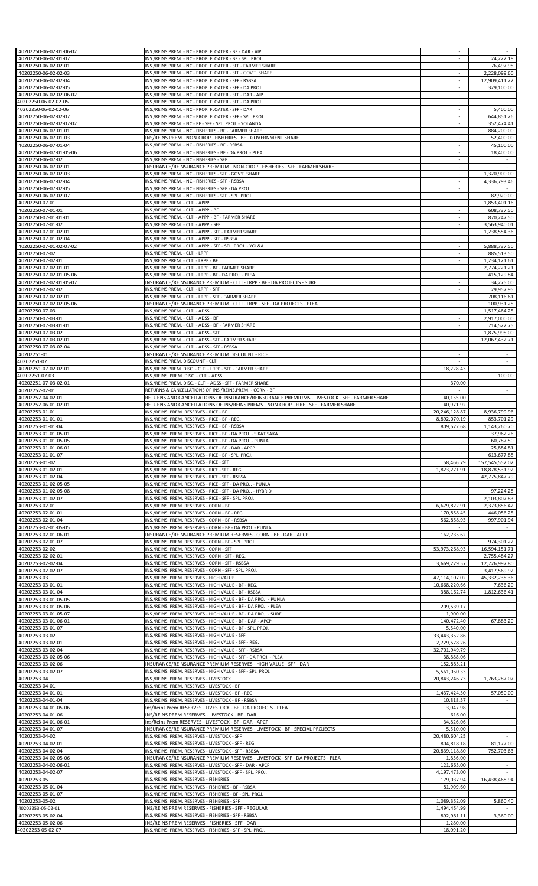| | | | |
|---|---|---|---|
| '40202250-06-02-01-06-02 | INS./REINS.PREM. - NC - PROP. FLOATER - BF - DAR - AIP | - | - |
| '40202250-06-02-01-07 | INS./REINS.PREM. - NC - PROP. FLOATER - BF - SPL. PROJ. | - | 24,222.18 |
| '40202250-06-02-02-01 | INS./REINS.PREM. - NC - PROP. FLOATER - SFF - FARMER SHARE | - | 76,497.95 |
| '40202250-06-02-02-03 | INS./REINS.PREM. - NC - PROP. FLOATER - SFF - GOV'T. SHARE | - | 2,228,099.60 |
| '40202250-06-02-02-04 | INS./REINS.PREM. - NC - PROP. FLOATER - SFF - RSBSA | - | 12,909,411.22 |
| '40202250-06-02-02-05 | INS./REINS.PREM. - NC - PROP. FLOATER - SFF - DA PROJ. | - | 329,100.00 |
| '40202250-06-02-02-06-02 | INS./REINS.PREM. - NC - PROP. FLOATER - SFF - DAR - AIP | - | - |
| 40202250-06-02-02-05 | INS./REINS.PREM. - NC - PROP. FLOATER - SFF - DA PROJ. | - | - |
| 40202250-06-02-02-06 | INS./REINS.PREM. - NC - PROP. FLOATER - SFF - DAR | - | 5,400.00 |
| '40202250-06-02-02-07 | INS./REINS.PREM. - NC - PROP. FLOATER - SFF - SPL. PROJ. | - | 644,851.26 |
| '40202250-06-02-02-07-02 | INS./REINS.PREM. - NC - PF - SFF - SPL. PROJ. - YOLANDA | - | 352,474.41 |
| '40202250-06-07-01-01 | INS./REINS.PREM. - NC - FISHERIES - BF - FARMER SHARE | - | 884,200.00 |
| '40202250-06-07-01-03 | INS/REINS PREM - NON-CROP - FISHERIES - BF - GOVERNMENT SHARE | - | 52,400.00 |
| '40202250-06-07-01-04 | INS./REINS.PREM. - NC - FISHERIES - BF - RSBSA | - | 45,100.00 |
| '40202250-06-07-01-05-06 | INS./REINS.PREM. - NC - FISHERIES - BF - DA PROJ. - PLEA | - | 18,400.00 |
| '40202250-06-07-02 | INS./REINS.PREM. - NC - FISHERIES - SFF | - | - |
| '40202250-06-07-02-01 | INSURANCE/REINSURANCE PREMIUM - NON-CROP - FISHERIES - SFF - FARMER SHARE | - | - |
| '40202250-06-07-02-03 | INS./REINS.PREM. - NC - FISHERIES - SFF - GOV'T. SHARE | - | 1,320,900.00 |
| '40202250-06-07-02-04 | INS./REINS.PREM. - NC - FISHERIES - SFF - RSBSA | - | 4,336,793.46 |
| '40202250-06-07-02-05 | INS./REINS.PREM. - NC - FISHERIES - SFF - DA PROJ. | - | - |
| '40202250-06-07-02-07 | INS./REINS.PREM. - NC - FISHERIES - SFF - SPL. PROJ. | - | 82,920.00 |
| '40202250-07-01 | INS./REINS.PREM. - CLTI - APPP | - | 1,853,401.16 |
| '40202250-07-01-01 | INS./REINS.PREM. - CLTI - APPP - BF | - | 608,737.50 |
| '40202250-07-01-01-01 | INS./REINS.PREM. - CLTI - APPP - BF - FARMER SHARE | - | 870,247.50 |
| '40202250-07-01-02 | INS./REINS.PREM. - CLTI - APPP - SFF | - | 3,563,940.01 |
| '40202250-07-01-02-01 | INS./REINS.PREM. - CLTI - APPP - SFF - FARMER SHARE | - | 1,238,554.36 |
| '40202250-07-01-02-04 | INS./REINS.PREM. - CLTI - APPP - SFF - RSBSA | - | - |
| '40202250-07-01-02-07-02 | INS./REINS.PREM. - CLTI - APPP - SFF - SPL. PROJ. - YOL&A | - | 5,888,737.50 |
| '40202250-07-02 | INS./REINS.PREM. - CLTI - LRPP | - | 885,513.50 |
| '40202250-07-02-01 | INS./REINS.PREM. - CLTI - LRPP - BF | - | 1,234,121.61 |
| '40202250-07-02-01-01 | INS./REINS.PREM. - CLTI - LRPP - BF - FARMER SHARE | - | 2,774,221.21 |
| '40202250-07-02-01-05-06 | INS./REINS.PREM. - CLTI - LRPP - BF - DA PROJ. - PLEA | - | 415,129.84 |
| '40202250-07-02-01-05-07 | INSURANCE/REINSURANCE PREMIUM - CLTI - LRPP - BF - DA PROJECTS - SURE | - | 34,275.00 |
| '40202250-07-02-02 | INS./REINS.PREM. - CLTI - LRPP - SFF | - | 29,957.95 |
| '40202250-07-02-02-01 | INS./REINS.PREM. - CLTI - LRPP - SFF - FARMER SHARE | - | 708,116.61 |
| '40202250-07-02-02-05-06 | INSURANCE/REINSURANCE PREMIUM - CLTI - LRPP - SFF - DA PROJECTS - PLEA | - | 100,931.25 |
| '40202250-07-03 | INS./REINS.PREM. - CLTI - ADSS | - | 1,517,464.25 |
| '40202250-07-03-01 | INS./REINS.PREM. - CLTI - ADSS - BF | - | 2,917,000.00 |
| '40202250-07-03-01-01 | INS./REINS.PREM. - CLTI - ADSS - BF - FARMER SHARE | - | 714,522.75 |
| '40202250-07-03-02 | INS./REINS.PREM. - CLTI - ADSS - SFF | - | 1,875,995.00 |
| '40202250-07-03-02-01 | INS./REINS.PREM. - CLTI - ADSS - SFF - FARMER SHARE | - | 12,067,432.71 |
| '40202250-07-03-02-04 | INS./REINS.PREM. - CLTI - ADSS - SFF - RSBSA | - | - |
| '40202251-01 | INSURANCE/REINSURANCE PREMIUM DISCOUNT - RICE | - | - |
| 40202251-07 | INS./REINS.PREM. DISCOUNT - CLTI | - | - |
| '40202251-07-02-02-01 | INS./REINS.PREM. DISC. - CLTI - LRPP - SFF - FARMER SHARE | 18,228.43 | - |
| 40202251-07-03 | INS./REINS. PREM. DISC. - CLTI - ADSS | - | 100.00 |
| '40202251-07-03-02-01 | INS./REINS.PREM. DISC. - CLTI - ADSS - SFF - FARMER SHARE | 370.00 | - |
| '40202252-02-01 | RETURNS & CANCELLATIONS OF INS./REINS.PREM. - CORN - BF | - | - |
| '40202252-04-02-01 | RETURNS AND CANCELLATIONS OF INSURANCE/REINSURANCE PREMIUMS - LIVESTOCK - SFF - FARMER SHARE | 40,155.00 | - |
| '40202252-06-01-02-01 | RETURNS AND CANCELLATIONS OF INS/REINS PREMS - NON-CROP - FIRE - SFF - FARMER SHARE | 40,971.92 | - |
| '40202253-01-01 | INS./REINS. PREM. RESERVES - RICE - BF | 20,246,128.87 | 8,936,799.96 |
| '40202253-01-01-01 | INS./REINS. PREM. RESERVES - RICE - BF - REG. | 8,892,070.19 | 853,701.29 |
| '40202253-01-01-04 | INS./REINS. PREM. RESERVES - RICE - BF - RSBSA | 809,522.68 | 1,143,260.70 |
| '40202253-01-01-05-01 | INS./REINS. PREM. RESERVES - RICE - BF - DA PROJ. - SIKAT SAKA | - | 37,962.26 |
| '40202253-01-01-05-05 | INS./REINS. PREM. RESERVES - RICE - BF - DA PROJ. - PUNLA | - | 60,787.50 |
| '40202253-01-01-06-01 | INS./REINS. PREM. RESERVES - RICE - BF - DAR - APCP | - | 25,884.81 |
| '40202253-01-01-07 | INS./REINS. PREM. RESERVES - RICE - BF - SPL. PROJ. | - | 613,677.88 |
| '40202253-01-02 | INS./REINS. PREM. RESERVES - RICE - SFF | 58,466.79 | 157,545,552.02 |
| '40202253-01-02-01 | INS./REINS. PREM. RESERVES - RICE - SFF - REG. | 1,823,271.91 | 18,878,531.92 |
| '40202253-01-02-04 | INS./REINS. PREM. RESERVES - RICE - SFF - RSBSA | - | 42,775,847.79 |
| '40202253-01-02-05-05 | INS./REINS. PREM. RESERVES - RICE - SFF - DA PROJ. - PUNLA | - | - |
| '40202253-01-02-05-08 | INS./REINS. PREM. RESERVES - RICE - SFF - DA PROJ. - HYBRID | - | 97,224.28 |
| '40202253-01-02-07 | INS./REINS. PREM. RESERVES - RICE - SFF - SPL. PROJ. | - | 2,103,807.83 |
| '40202253-02-01 | INS./REINS. PREM. RESERVES - CORN - BF | 6,679,822.91 | 2,373,856.42 |
| '40202253-02-01-01 | INS./REINS. PREM. RESERVES - CORN - BF - REG. | 170,858.45 | 446,056.25 |
| '40202253-02-01-04 | INS./REINS. PREM. RESERVES - CORN - BF - RSBSA | 562,858.93 | 997,901.94 |
| '40202253-02-01-05-05 | INS./REINS. PREM. RESERVES - CORN - BF - DA PROJ. - PUNLA | - | - |
| '40202253-02-01-06-01 | INSURANCE/REINSURANCE PREMIUM RESERVES - CORN - BF - DAR - APCP | 162,735.62 | - |
| '40202253-02-01-07 | INS./REINS. PREM. RESERVES - CORN - BF - SPL. PROJ. | - | 974,301.22 |
| '40202253-02-02 | INS./REINS. PREM. RESERVES - CORN - SFF | 53,973,268.93 | 16,594,151.71 |
| '40202253-02-02-01 | INS./REINS. PREM. RESERVES - CORN - SFF - REG. | - | 2,755,484.27 |
| '40202253-02-02-04 | INS./REINS. PREM. RESERVES - CORN - SFF - RSBSA | 3,669,279.57 | 12,726,997.80 |
| '40202253-02-02-07 | INS./REINS. PREM. RESERVES - CORN - SFF - SPL. PROJ. | - | 3,417,569.92 |
| '40202253-03 | INS./REINS. PREM. RESERVES - HIGH VALUE | 47,114,107.02 | 45,332,235.36 |
| '40202253-03-01-01 | INS./REINS. PREM. RESERVES - HIGH VALUE - BF - REG. | 10,668,220.66 | 7,636.20 |
| '40202253-03-01-04 | INS./REINS. PREM. RESERVES - HIGH VALUE - BF - RSBSA | 388,162.74 | 1,812,636.41 |
| '40202253-03-01-05-05 | INS./REINS. PREM. RESERVES - HIGH VALUE - BF - DA PROJ. - PUNLA | - | - |
| '40202253-03-01-05-06 | INS./REINS. PREM. RESERVES - HIGH VALUE - BF - DA PROJ. - PLEA | 209,539.17 | - |
| '40202253-03-01-05-07 | INS./REINS. PREM. RESERVES - HIGH VALUE - BF - DA PROJ. - SURE | 1,900.00 | - |
| '40202253-03-01-06-01 | INS./REINS. PREM. RESERVES - HIGH VALUE - BF - DAR - APCP | 140,472.40 | 67,883.20 |
| '40202253-03-01-07 | INS./REINS. PREM. RESERVES - HIGH VALUE - BF - SPL. PROJ. | 5,540.00 | - |
| '40202253-03-02 | INS./REINS. PREM. RESERVES - HIGH VALUE - SFF | 33,443,352.86 | - |
| '40202253-03-02-01 | INS./REINS. PREM. RESERVES - HIGH VALUE - SFF - REG. | 2,729,578.26 | - |
| '40202253-03-02-04 | INS./REINS. PREM. RESERVES - HIGH VALUE - SFF - RSBSA | 32,701,949.79 | - |
| '40202253-03-02-05-06 | INS./REINS. PREM. RESERVES - HIGH VALUE - SFF - DA PROJ. - PLEA | 38,888.06 | - |
| '40202253-03-02-06 | INSURANCE/REINSURANCE PREMIUM RESERVES - HIGH VALUE - SFF - DAR | 152,885.21 | - |
| '40202253-03-02-07 | INS./REINS. PREM. RESERVES - HIGH VALUE - SFF - SPL. PROJ. | 5,561,050.33 | - |
| '40202253-04 | INS./REINS. PREM. RESERVES - LIVESTOCK | 20,843,246.73 | 1,763,287.07 |
| '40202253-04-01 | INS./REINS. PREM. RESERVES - LIVESTOCK - BF | - | - |
| '40202253-04-01-01 | INS./REINS. PREM. RESERVES - LIVESTOCK - BF - REG. | 1,437,424.50 | 57,050.00 |
| '40202253-04-01-04 | INS./REINS. PREM. RESERVES - LIVESTOCK - BF - RSBSA | 10,818.57 | - |
| '40202253-04-01-05-06 | Ins/Reins Prem RESERVES - LIVESTOCK - BF - DA PROJECTS - PLEA | 3,047.98 | - |
| '40202253-04-01-06 | INS/REINS PREM RESERVES - LIVESTOCK - BF - DAR | 616.00 | - |
| '40202253-04-01-06-01 | Ins/Reins Prem RESERVES - LIVESTOCK - BF - DAR - APCP | 34,826.06 | - |
| '40202253-04-01-07 | INSURANCE/REINSURANCE PREMIUM RESERVES - LIVESTOCK - BF - SPECIAL PROJECTS | 5,510.00 | - |
| '40202253-04-02 | INS./REINS. PREM. RESERVES - LIVESTOCK - SFF | 20,480,604.25 | - |
| '40202253-04-02-01 | INS./REINS. PREM. RESERVES - LIVESTOCK - SFF - REG. | 804,818.18 | 81,177.00 |
| '40202253-04-02-04 | INS./REINS. PREM. RESERVES - LIVESTOCK - SFF - RSBSA | 20,839,118.80 | 752,703.63 |
| '40202253-04-02-05-06 | INSURANCE/REINSURANCE PREMIUM RESERVES - LIVESTOCK - SFF - DA PROJECTS - PLEA | 1,856.00 | - |
| '40202253-04-02-06-01 | INS./REINS. PREM. RESERVES - LIVESTOCK - SFF - DAR - APCP | 121,665.00 | - |
| '40202253-04-02-07 | INS./REINS. PREM. RESERVES - LIVESTOCK - SFF - SPL. PROJ. | 4,197,473.00 | - |
| '40202253-05 | INS./REINS. PREM. RESERVES - FISHERIES | 179,037.94 | 16,438,468.94 |
| '40202253-05-01-04 | INS./REINS. PREM. RESERVES - FISHERIES - BF - RSBSA | 81,909.60 | - |
| '40202253-05-01-07 | INS./REINS. PREM. RESERVES - FISHERIES - BF - SPL. PROJ. | - | - |
| '40202253-05-02 | INS./REINS. PREM. RESERVES - FISHERIES - SFF | 1,089,352.09 | 5,860.40 |
| '40202253-05-02-01 | INS/REINS PREM RESERVES - FISHERIES - SFF - REGULAR | 1,494,454.99 | - |
| '40202253-05-02-04 | INS./REINS. PREM. RESERVES - FISHERIES - SFF - RSBSA | 892,981.11 | 3,360.00 |
| '40202253-05-02-06 | INS/REINS PREM RESERVES - FISHERIES - SFF - DAR | 1,280.00 | - |
| 40202253-05-02-07 | INS./REINS. PREM. RESERVES - FISHERIES - SFF - SPL. PROJ. | 18,091.20 | - |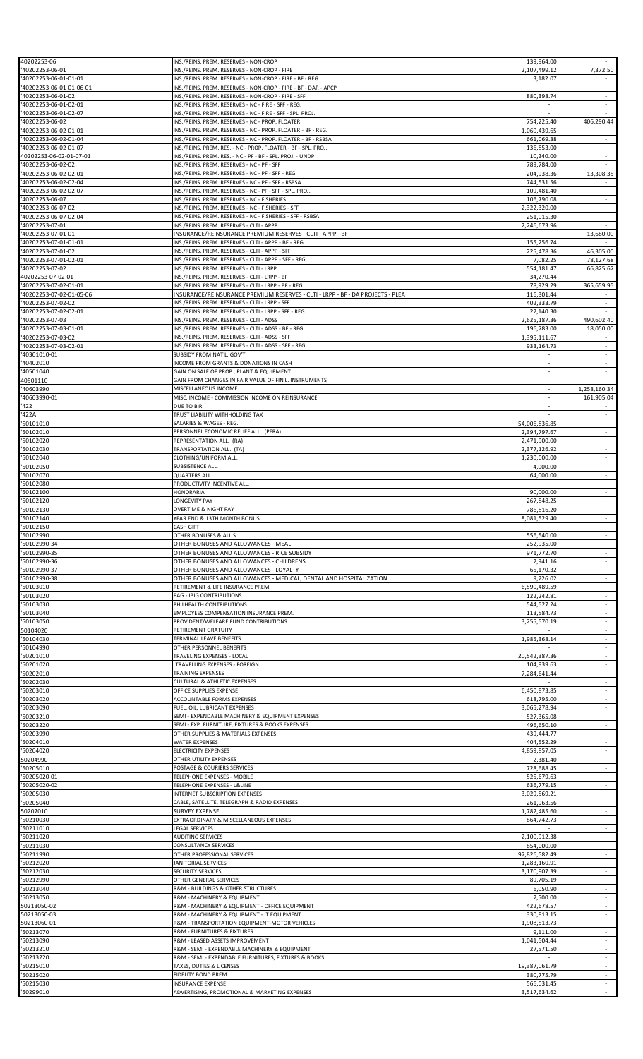| | | | |
|---|---|---|---|
| 40202253-06 | INS./REINS. PREM. RESERVES - NON-CROP | 139,964.00 | - |
| '40202253-06-01 | INS./REINS. PREM. RESERVES - NON-CROP - FIRE | 2,107,499.12 | 7,372.50 |
| '40202253-06-01-01-01 | INS./REINS. PREM. RESERVES - NON-CROP - FIRE - BF - REG. | 3,182.07 | |
| '40202253-06-01-01-06-01 | INS./REINS. PREM. RESERVES - NON-CROP - FIRE - BF - DAR - APCP | - | - |
| '40202253-06-01-02 | INS./REINS. PREM. RESERVES - NON-CROP - FIRE - SFF | 880,398.74 | - |
| '40202253-06-01-02-01 | INS./REINS. PREM. RESERVES - NC - FIRE - SFF - REG. | - | - |
| '40202253-06-01-02-07 | INS./REINS. PREM. RESERVES - NC - FIRE - SFF - SPL. PROJ. | - | - |
| '40202253-06-02 | INS./REINS. PREM. RESERVES - NC - PROP. FLOATER | 754,225.40 | 406,290.44 |
| '40202253-06-02-01-01 | INS./REINS. PREM. RESERVES - NC - PROP. FLOATER - BF - REG. | 1,060,439.65 | - |
| '40202253-06-02-01-04 | INS./REINS. PREM. RESERVES - NC - PROP. FLOATER - BF - RSBSA | 661,069.38 | - |
| '40202253-06-02-01-07 | INS./REINS. PREM. RES. - NC - PROP. FLOATER - BF - SPL. PROJ. | 136,853.00 | - |
| 40202253-06-02-01-07-01 | INS./REINS. PREM. RES. - NC - PF - BF - SPL. PROJ. - UNDP | 10,240.00 | - |
| '40202253-06-02-02 | INS./REINS. PREM. RESERVES - NC - PF - SFF | 789,784.00 | - |
| '40202253-06-02-02-01 | INS./REINS. PREM. RESERVES - NC - PF - SFF - REG. | 204,938.36 | 13,308.35 |
| '40202253-06-02-02-04 | INS./REINS. PREM. RESERVES - NC - PF - SFF - RSBSA | 744,531.56 | - |
| '40202253-06-02-02-07 | INS./REINS. PREM. RESERVES - NC - PF - SFF - SPL. PROJ. | 109,481.40 | - |
| '40202253-06-07 | INS./REINS. PREM. RESERVES - NC - FISHERIES | 106,790.08 | - |
| '40202253-06-07-02 | INS./REINS. PREM. RESERVES - NC - FISHERIES - SFF | 2,322,320.00 | - |
| '40202253-06-07-02-04 | INS./REINS. PREM. RESERVES - NC - FISHERIES - SFF - RSBSA | 251,015.30 | - |
| '40202253-07-01 | INS./REINS. PREM. RESERVES - CLTI - APPP | 2,246,673.96 | - |
| '40202253-07-01-01 | INSURANCE/REINSURANCE PREMIUM RESERVES - CLTI - APPP - BF | - | 13,680.00 |
| '40202253-07-01-01-01 | INS./REINS. PREM. RESERVES - CLTI - APPP - BF - REG. | 155,256.74 | - |
| '40202253-07-01-02 | INS./REINS. PREM. RESERVES - CLTI - APPP - SFF | 225,478.36 | 46,305.00 |
| '40202253-07-01-02-01 | INS./REINS. PREM. RESERVES - CLTI - APPP - SFF - REG. | 7,082.25 | 78,127.68 |
| '40202253-07-02 | INS./REINS. PREM. RESERVES - CLTI - LRPP | 554,181.47 | 66,825.67 |
| 40202253-07-02-01 | INS./REINS. PREM. RESERVES - CLTI - LRPP - BF | 34,270.44 | - |
| '40202253-07-02-01-01 | INS./REINS. PREM. RESERVES - CLTI - LRPP - BF - REG. | 78,929.29 | 365,659.95 |
| '40202253-07-02-01-05-06 | INSURANCE/REINSURANCE PREMIUM RESERVES - CLTI - LRPP - BF - DA PROJECTS - PLEA | 116,301.44 | - |
| '40202253-07-02-02 | INS./REINS. PREM. RESERVES - CLTI - LRPP - SFF | 402,333.79 | - |
| '40202253-07-02-02-01 | INS./REINS. PREM. RESERVES - CLTI - LRPP - SFF - REG. | 22,140.30 | - |
| '40202253-07-03 | INS./REINS. PREM. RESERVES - CLTI - ADSS | 2,625,187.36 | 490,602.40 |
| '40202253-07-03-01-01 | INS./REINS. PREM. RESERVES - CLTI - ADSS - BF - REG. | 196,783.00 | 18,050.00 |
| '40202253-07-03-02 | INS./REINS. PREM. RESERVES - CLTI - ADSS - SFF | 1,395,111.67 | - |
| '40202253-07-03-02-01 | INS./REINS. PREM. RESERVES - CLTI - ADSS - SFF - REG. | 933,164.73 | - |
| '40301010-01 | SUBSIDY FROM NAT'L. GOV'T. | - | - |
| '40402010 | INCOME FROM GRANTS & DONATIONS IN CASH | - | - |
| '40501040 | GAIN ON SALE OF PROP., PLANT & EQUIPMENT | - | - |
| 40501110 | GAIN FROM CHANGES IN FAIR VALUE OF FIN'L. INSTRUMENTS | - | - |
| '40603990 | MISCELLANEOUS INCOME | - | 1,258,160.34 |
| '40603990-01 | MISC. INCOME - COMMISSION INCOME ON REINSURANCE | - | 161,905.04 |
| '422 | DUE TO BIR | - | - |
| '422A | TRUST LIABILITY WITHHOLDING TAX | - | - |
| '50101010 | SALARIES & WAGES - REG. | 54,006,836.85 | - |
| '50102010 | PERSONNEL ECONOMIC RELIEF ALL. (PERA) | 2,394,797.67 | - |
| '50102020 | REPRESENTATION ALL. (RA) | 2,471,900.00 | - |
| '50102030 | TRANSPORTATION ALL. (TA) | 2,377,126.92 | - |
| '50102040 | CLOTHING/UNIFORM ALL. | 1,230,000.00 | - |
| '50102050 | SUBSISTENCE ALL. | 4,000.00 | - |
| '50102070 | QUARTERS ALL. | 64,000.00 | - |
| '50102080 | PRODUCTIVITY INCENTIVE ALL. | - | - |
| '50102100 | HONORARIA | 90,000.00 | - |
| '50102120 | LONGEVITY PAY | 267,848.25 | - |
| '50102130 | OVERTIME & NIGHT PAY | 786,816.20 | - |
| '50102140 | YEAR END & 13TH MONTH BONUS | 8,081,529.40 | - |
| '50102150 | CASH GIFT | - | - |
| '50102990 | OTHER BONUSES & ALL.S | 556,540.00 | - |
| '50102990-34 | OTHER BONUSES AND ALLOWANCES - MEAL | 252,935.00 | - |
| '50102990-35 | OTHER BONUSES AND ALLOWANCES - RICE SUBSIDY | 971,772.70 | - |
| '50102990-36 | OTHER BONUSES AND ALLOWANCES - CHILDRENS | 2,941.16 | - |
| '50102990-37 | OTHER BONUSES AND ALLOWANCES - LOYALTY | 65,170.32 | - |
| '50102990-38 | OTHER BONUSES AND ALLOWANCES - MEDICAL, DENTAL AND HOSPITALIZATION | 9,726.02 | - |
| '50103010 | RETIREMENT & LIFE INSURANCE PREM. | 6,590,489.59 | - |
| '50103020 | PAG - IBIG CONTRIBUTIONS | 122,242.81 | - |
| '50103030 | PHILHEALTH CONTRIBUTIONS | 544,527.24 | - |
| '50103040 | EMPLOYEES COMPENSATION INSURANCE PREM. | 113,584.73 | - |
| '50103050 | PROVIDENT/WELFARE FUND CONTRIBUTIONS | 3,255,570.19 | - |
| 50104020 | RETIREMENT GRATUITY | - | - |
| '50104030 | TERMINAL LEAVE BENEFITS | 1,985,368.14 | - |
| '50104990 | OTHER PERSONNEL BENEFITS | - | - |
| '50201010 | TRAVELING EXPENSES - LOCAL | 20,542,387.36 | - |
| '50201020 | TRAVELLING EXPENSES - FOREIGN | 104,939.63 | - |
| '50202010 | TRAINING EXPENSES | 7,284,641.44 | - |
| '50202030 | CULTURAL & ATHLETIC EXPENSES | - | - |
| '50203010 | OFFICE SUPPLIES EXPENSE | 6,450,873.85 | - |
| '50203020 | ACCOUNTABLE FORMS EXPENSES | 618,795.00 | - |
| '50203090 | FUEL, OIL, LUBRICANT EXPENSES | 3,065,278.94 | - |
| '50203210 | SEMI - EXPENDABLE MACHINERY & EQUIPMENT EXPENSES | 527,365.08 | - |
| '50203220 | SEMI - EXP. FURNITURE, FIXTURES & BOOKS EXPENSES | 496,650.10 | - |
| '50203990 | OTHER SUPPLIES & MATERIALS EXPENSES | 439,444.77 | - |
| '50204010 | WATER EXPENSES | 404,552.29 | - |
| '50204020 | ELECTRICITY EXPENSES | 4,859,857.05 | - |
| 50204990 | OTHER UTILITY EXPENSES | 2,381.40 | - |
| '50205010 | POSTAGE & COURIERS SERVICES | 728,688.45 | - |
| '50205020-01 | TELEPHONE EXPENSES - MOBILE | 525,679.63 | - |
| '50205020-02 | TELEPHONE EXPENSES - L&LINE | 636,779.15 | - |
| '50205030 | INTERNET SUBSCRIPTION EXPENSES | 3,029,569.21 | - |
| '50205040 | CABLE, SATELLITE, TELEGRAPH & RADIO EXPENSES | 261,963.56 | - |
| 50207010 | SURVEY EXPENSE | 1,782,485.60 | - |
| '50210030 | EXTRAORDINARY & MISCELLANEOUS EXPENSES | 864,742.73 | - |
| '50211010 | LEGAL SERVICES | - | - |
| '50211020 | AUDITING SERVICES | 2,100,912.38 | - |
| '50211030 | CONSULTANCY SERVICES | 854,000.00 | - |
| '50211990 | OTHER PROFESSIONAL SERVICES | 97,826,582.49 | - |
| '50212020 | JANITORIAL SERVICES | 1,283,160.91 | - |
| '50212030 | SECURITY SERVICES | 3,170,907.39 | - |
| '50212990 | OTHER GENERAL SERVICES | 89,705.19 | - |
| '50213040 | R&M - BUILDINGS & OTHER STRUCTURES | 6,050.90 | - |
| '50213050 | R&M - MACHINERY & EQUIPMENT | 7,500.00 | - |
| 50213050-02 | R&M - MACHINERY & EQUIPMENT - OFFICE EQUIPMENT | 422,678.57 | - |
| 50213050-03 | R&M - MACHINERY & EQUIPMENT - IT EQUIPMENT | 330,813.15 | - |
| 50213060-01 | R&M - TRANSPORTATION EQUIPMENT-MOTOR VEHICLES | 1,908,513.73 | - |
| '50213070 | R&M - FURNITURES & FIXTURES | 9,111.00 | - |
| '50213090 | R&M - LEASED ASSETS IMPROVEMENT | 1,041,504.44 | - |
| '50213210 | R&M - SEMI - EXPENDABLE MACHINERY & EQUIPMENT | 27,571.50 | - |
| '50213220 | R&M - SEMI - EXPENDABLE FURNITURES, FIXTURES & BOOKS | - | - |
| '50215010 | TAXES, DUTIES & LICENSES | 19,387,061.79 | - |
| '50215020 | FIDELITY BOND PREM. | 380,775.79 | - |
| '50215030 | INSURANCE EXPENSE | 566,031.45 | - |
| '50299010 | ADVERTISING, PROMOTIONAL & MARKETING EXPENSES | 3,517,634.62 | - |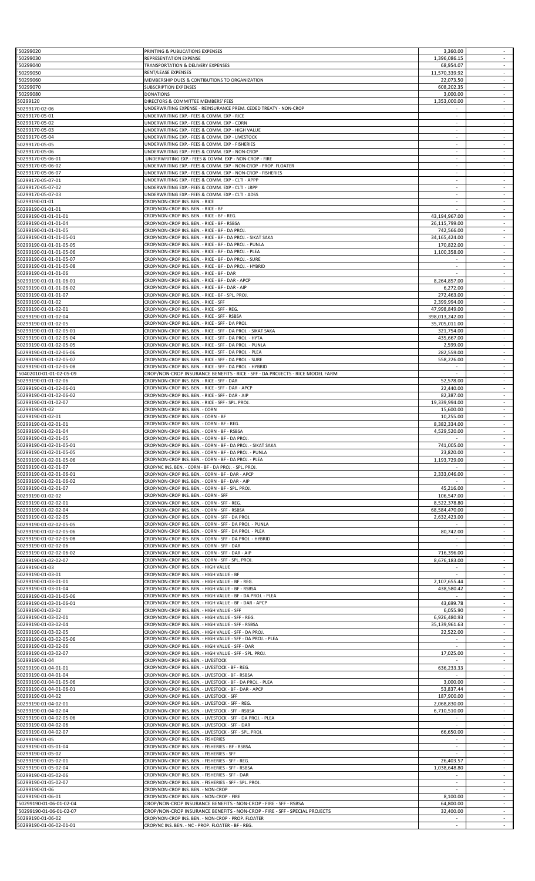| | | | |
|---|---|---|---|
| '50299020 | PRINTING & PUBLICATIONS EXPENSES | 3,360.00 | - |
| '50299030 | REPRESENTATION EXPENSE | 1,396,086.15 | - |
| '50299040 | TRANSPORTATION & DELIVERY EXPENSES | 68,954.07 | - |
| '50299050 | RENT/LEASE EXPENSES | 11,570,339.92 | - |
| '50299060 | MEMBERSHIP DUES & CONTIBUTIONS TO ORGANIZATION | 22,073.50 | - |
| '50299070 | SUBSCRIPTION EXPENSES | 608,202.35 | - |
| '50299080 | DONATIONS | 3,000.00 | - |
| 50299120 | DIRECTORS & COMMITTEE MEMBERS' FEES | 1,353,000.00 | - |
| 50299170-02-06 | UNDERWRITING EXPENSE - REINSURANCE PREM. CEDED TREATY - NON-CROP | - | - |
| 50299170-05-01 | UNDERWRITING EXP.- FEES & COMM. EXP - RICE | - | - |
| 50299170-05-02 | UNDERWRITING EXP.- FEES & COMM. EXP - CORN | - | - |
| 50299170-05-03 | UNDERWRITING EXP.- FEES & COMM. EXP - HIGH VALUE | - | - |
| 50299170-05-04 | UNDERWRITING EXP.- FEES & COMM. EXP - LIVESTOCK | - | - |
| 50299170-05-05 | UNDERWRITING EXP.- FEES & COMM. EXP - FISHERIES | - | - |
| 50299170-05-06 | UNDERWRITING EXP.- FEES & COMM. EXP - NON-CROP | - | - |
| 50299170-05-06-01 | UNDERWRITING EXP.- FEES & COMM. EXP - NON-CROP - FIRE | - | - |
| 50299170-05-06-02 | UNDERWRITING EXP.- FEES & COMM. EXP - NON-CROP - PROP. FLOATER | - | - |
| 50299170-05-06-07 | UNDERWRITING EXP.- FEES & COMM. EXP - NON-CROP - FISHERIES | - | - |
| 50299170-05-07-01 | UNDERWRITING EXP.- FEES & COMM. EXP - CLTI - APPP | - | - |
| 50299170-05-07-02 | UNDERWRITING EXP.- FEES & COMM. EXP - CLTI - LRPP | - | - |
| 50299170-05-07-03 | UNDERWRITING EXP.- FEES & COMM. EXP - CLTI - ADSS | - | - |
| 50299190-01-01 | CROP/NON-CROP INS. BEN. - RICE | - | - |
| 50299190-01-01-01 | CROP/NON-CROP INS. BEN. - RICE - BF | - | - |
| 50299190-01-01-01-01 | CROP/NON-CROP INS. BEN. - RICE - BF - REG. | 43,194,967.00 | - |
| 50299190-01-01-01-04 | CROP/NON-CROP INS. BEN. - RICE - BF - RSBSA | 26,115,799.00 | - |
| 50299190-01-01-01-05 | CROP/NON-CROP INS. BEN. - RICE - BF - DA PROJ. | 742,566.00 | - |
| 50299190-01-01-01-05-01 | CROP/NON-CROP INS. BEN. - RICE - BF - DA PROJ. - SIKAT SAKA | 34,165,424.00 | - |
| 50299190-01-01-01-05-05 | CROP/NON-CROP INS. BEN. - RICE - BF - DA PROJ. - PUNLA | 170,822.00 | - |
| 50299190-01-01-01-05-06 | CROP/NON-CROP INS. BEN. - RICE - BF - DA PROJ. - PLEA | 1,100,358.00 | - |
| 50299190-01-01-01-05-07 | CROP/NON-CROP INS. BEN. - RICE - BF - DA PROJ. - SURE | - | - |
| 50299190-01-01-01-05-08 | CROP/NON-CROP INS. BEN. - RICE - BF - DA PROJ. - HYBRID | - | - |
| 50299190-01-01-01-06 | CROP/NON-CROP INS. BEN. - RICE - BF - DAR | - | - |
| 50299190-01-01-01-06-01 | CROP/NON-CROP INS. BEN. - RICE - BF - DAR - APCP | 8,264,857.00 | - |
| 50299190-01-01-01-06-02 | CROP/NON-CROP INS. BEN. - RICE - BF - DAR - AIP | 6,272.00 | - |
| 50299190-01-01-01-07 | CROP/NON-CROP INS. BEN. - RICE - BF - SPL. PROJ. | 272,463.00 | - |
| 50299190-01-01-02 | CROP/NON-CROP INS. BEN. - RICE - SFF | 2,399,994.00 | - |
| 50299190-01-01-02-01 | CROP/NON-CROP INS. BEN. - RICE - SFF - REG. | 47,998,849.00 | - |
| 50299190-01-01-02-04 | CROP/NON-CROP INS. BEN. - RICE - SFF - RSBSA | 398,013,242.00 | - |
| 50299190-01-01-02-05 | CROP/NON-CROP INS. BEN. - RICE - SFF - DA PROJ. | 35,705,011.00 | - |
| 50299190-01-01-02-05-01 | CROP/NON-CROP INS. BEN. - RICE - SFF - DA PROJ. - SIKAT SAKA | 321,754.00 | - |
| 50299190-01-01-02-05-04 | CROP/NON-CROP INS. BEN. - RICE - SFF - DA PROJ. - HYTA | 435,667.00 | - |
| 50299190-01-01-02-05-05 | CROP/NON-CROP INS. BEN. - RICE - SFF - DA PROJ. - PUNLA | 2,599.00 | - |
| 50299190-01-01-02-05-06 | CROP/NON-CROP INS. BEN. - RICE - SFF - DA PROJ. - PLEA | 282,559.00 | - |
| 50299190-01-01-02-05-07 | CROP/NON-CROP INS. BEN. - RICE - SFF - DA PROJ. - SURE | 558,226.00 | - |
| 50299190-01-01-02-05-08 | CROP/NON-CROP INS. BEN. - RICE - SFF - DA PROJ. - HYBRID | - | - |
| '50402010-01-01-02-05-09 | CROP/NON-CROP INSURANCE BENEFITS - RICE - SFF - DA PROJECTS - RICE MODEL FARM | - | - |
| 50299190-01-01-02-06 | CROP/NON-CROP INS. BEN. - RICE - SFF - DAR | 52,578.00 | - |
| 50299190-01-01-02-06-01 | CROP/NON-CROP INS. BEN. - RICE - SFF - DAR - APCP | 22,440.00 | - |
| 50299190-01-01-02-06-02 | CROP/NON-CROP INS. BEN. - RICE - SFF - DAR - AIP | 82,387.00 | - |
| 50299190-01-01-02-07 | CROP/NON-CROP INS. BEN. - RICE - SFF - SPL. PROJ. | 19,339,994.00 | - |
| 50299190-01-02 | CROP/NON-CROP INS. BEN. - CORN | 15,600.00 | - |
| 50299190-01-02-01 | CROP/NON-CROP INS. BEN. - CORN - BF | 10,255.00 | - |
| 50299190-01-02-01-01 | CROP/NON-CROP INS. BEN. - CORN - BF - REG. | 8,382,334.00 | - |
| 50299190-01-02-01-04 | CROP/NON-CROP INS. BEN. - CORN - BF - RSBSA | 4,529,520.00 | - |
| 50299190-01-02-01-05 | CROP/NON-CROP INS. BEN. - CORN - BF - DA PROJ. | - | - |
| 50299190-01-02-01-05-01 | CROP/NON-CROP INS. BEN. - CORN - BF - DA PROJ. - SIKAT SAKA | 741,005.00 | - |
| 50299190-01-02-01-05-05 | CROP/NON-CROP INS. BEN. - CORN - BF - DA PROJ. - PUNLA | 23,820.00 | - |
| 50299190-01-02-01-05-06 | CROP/NON-CROP INS. BEN. - CORN - BF - DA PROJ. - PLEA | 1,193,729.00 | - |
| 50299190-01-02-01-07 | CROP/NC INS. BEN. - CORN - BF - DA PROJ. - SPL. PROJ. | - | - |
| 50299190-01-02-01-06-01 | CROP/NON-CROP INS. BEN. - CORN - BF - DAR - APCP | 2,333,046.00 | - |
| 50299190-01-02-01-06-02 | CROP/NON-CROP INS. BEN. - CORN - BF - DAR - AIP | - | - |
| 50299190-01-02-01-07 | CROP/NON-CROP INS. BEN. - CORN - BF - SPL. PROJ. | 45,216.00 | - |
| 50299190-01-02-02 | CROP/NON-CROP INS. BEN. - CORN - SFF | 106,547.00 | - |
| 50299190-01-02-02-01 | CROP/NON-CROP INS. BEN. - CORN - SFF - REG. | 8,522,378.80 | - |
| 50299190-01-02-02-04 | CROP/NON-CROP INS. BEN. - CORN - SFF - RSBSA | 68,584,470.00 | - |
| 50299190-01-02-02-05 | CROP/NON-CROP INS. BEN. - CORN - SFF - DA PROJ. | 2,632,423.00 | - |
| 50299190-01-02-02-05-05 | CROP/NON-CROP INS. BEN. - CORN - SFF - DA PROJ. - PUNLA | - | - |
| 50299190-01-02-02-05-06 | CROP/NON-CROP INS. BEN. - CORN - SFF - DA PROJ. - PLEA | 80,742.00 | - |
| 50299190-01-02-02-05-08 | CROP/NON-CROP INS. BEN. - CORN - SFF - DA PROJ. - HYBRID | - | - |
| 50299190-01-02-02-06 | CROP/NON-CROP INS. BEN. - CORN - SFF - DAR | - | - |
| 50299190-01-02-02-06-02 | CROP/NON-CROP INS. BEN. - CORN - SFF - DAR - AIP | 716,396.00 | - |
| 50299190-01-02-02-07 | CROP/NON-CROP INS. BEN. - CORN - SFF - SPL. PROJ. | 8,676,183.00 | - |
| 50299190-01-03 | CROP/NON-CROP INS. BEN. - HIGH VALUE | - | - |
| 50299190-01-03-01 | CROP/NON-CROP INS. BEN. - HIGH VALUE - BF | - | - |
| 50299190-01-03-01-01 | CROP/NON-CROP INS. BEN. - HIGH VALUE - BF - REG. | 2,107,655.44 | - |
| 50299190-01-03-01-04 | CROP/NON-CROP INS. BEN. - HIGH VALUE - BF - RSBSA | 438,580.42 | - |
| 50299190-01-03-01-05-06 | CROP/NON-CROP INS. BEN. - HIGH VALUE - BF - DA PROJ. - PLEA | - | - |
| 50299190-01-03-01-06-01 | CROP/NON-CROP INS. BEN. - HIGH VALUE - BF - DAR - APCP | 43,699.78 | - |
| 50299190-01-03-02 | CROP/NON-CROP INS. BEN. - HIGH VALUE - SFF | 6,055.90 | - |
| 50299190-01-03-02-01 | CROP/NON-CROP INS. BEN. - HIGH VALUE - SFF - REG. | 6,926,480.93 | - |
| 50299190-01-03-02-04 | CROP/NON-CROP INS. BEN. - HIGH VALUE - SFF - RSBSA | 35,139,961.63 | - |
| 50299190-01-03-02-05 | CROP/NON-CROP INS. BEN. - HIGH VALUE - SFF - DA PROJ. | 22,522.00 | - |
| 50299190-01-03-02-05-06 | CROP/NON-CROP INS. BEN. - HIGH VALUE - SFF - DA PROJ. - PLEA | - | - |
| 50299190-01-03-02-06 | CROP/NON-CROP INS. BEN. - HIGH VALUE - SFF - DAR | - | - |
| 50299190-01-03-02-07 | CROP/NON-CROP INS. BEN. - HIGH VALUE - SFF - SPL. PROJ. | 17,025.00 | - |
| 50299190-01-04 | CROP/NON-CROP INS. BEN. - LIVESTOCK | - | - |
| 50299190-01-04-01-01 | CROP/NON-CROP INS. BEN. - LIVESTOCK - BF - REG. | 636,233.33 | - |
| 50299190-01-04-01-04 | CROP/NON-CROP INS. BEN. - LIVESTOCK - BF - RSBSA | - | - |
| 50299190-01-04-01-05-06 | CROP/NON-CROP INS. BEN. - LIVESTOCK - BF - DA PROJ. - PLEA | 3,000.00 | - |
| 50299190-01-04-01-06-01 | CROP/NON-CROP INS. BEN. - LIVESTOCK - BF - DAR - APCP | 53,837.44 | - |
| 50299190-01-04-02 | CROP/NON-CROP INS. BEN. - LIVESTOCK - SFF | 187,900.00 | - |
| 50299190-01-04-02-01 | CROP/NON-CROP INS. BEN. - LIVESTOCK - SFF - REG. | 2,068,830.00 | - |
| 50299190-01-04-02-04 | CROP/NON-CROP INS. BEN. - LIVESTOCK - SFF - RSBSA | 6,710,510.00 | - |
| 50299190-01-04-02-05-06 | CROP/NON-CROP INS. BEN. - LIVESTOCK - SFF - DA PROJ. - PLEA | - | - |
| 50299190-01-04-02-06 | CROP/NON-CROP INS. BEN. - LIVESTOCK - SFF - DAR | - | - |
| 50299190-01-04-02-07 | CROP/NON-CROP INS. BEN. - LIVESTOCK - SFF - SPL. PROJ. | 66,650.00 | - |
| 50299190-01-05 | CROP/NON-CROP INS. BEN. - FISHERIES | - | - |
| 50299190-01-05-01-04 | CROP/NON-CROP INS. BEN. - FISHERIES - BF - RSBSA | - | - |
| 50299190-01-05-02 | CROP/NON-CROP INS. BEN. - FISHERIES - SFF | - | - |
| 50299190-01-05-02-01 | CROP/NON-CROP INS. BEN. - FISHERIES - SFF - REG. | 26,403.57 | - |
| 50299190-01-05-02-04 | CROP/NON-CROP INS. BEN. - FISHERIES - SFF - RSBSA | 1,038,648.80 | - |
| 50299190-01-05-02-06 | CROP/NON-CROP INS. BEN. - FISHERIES - SFF - DAR | - | - |
| 50299190-01-05-02-07 | CROP/NON-CROP INS. BEN. - FISHERIES - SFF - SPL. PROJ. | - | - |
| 50299190-01-06 | CROP/NON-CROP INS. BEN. - NON-CROP | - | - |
| 50299190-01-06-01 | CROP/NON-CROP INS. BEN. - NON-CROP - FIRE | 8,100.00 | - |
| '50299190-01-06-01-02-04 | CROP/NON-CROP INSURANCE BENEFITS - NON-CROP - FIRE - SFF - RSBSA | 64,800.00 | - |
| '50299190-01-06-01-02-07 | CROP/NON-CROP INSURANCE BENEFITS - NON-CROP - FIRE - SFF - SPECIAL PROJECTS | 32,400.00 | - |
| 50299190-01-06-02 | CROP/NON-CROP INS. BEN. - NON-CROP - PROP. FLOATER | - | - |
| 50299190-01-06-02-01-01 | CROP/NC INS. BEN. - NC - PROP. FLOATER - BF - REG. | - | - |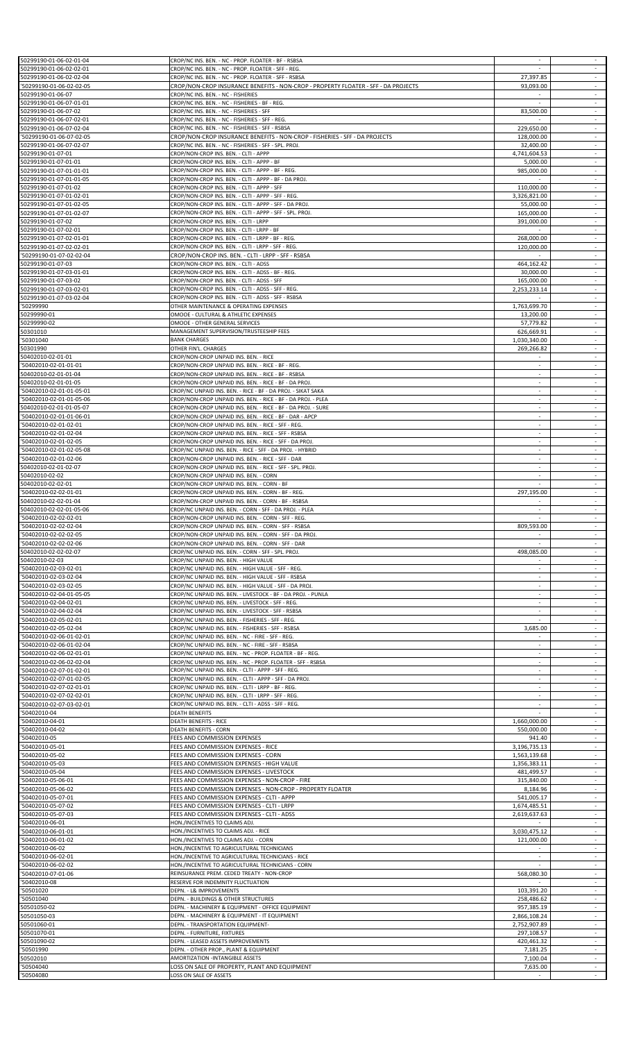| | | | |
|---|---|---|---|
| 50299190-01-06-02-01-04 | CROP/NC INS. BEN. - NC - PROP. FLOATER - BF - RSBSA | - | - |
| 50299190-01-06-02-02-01 | CROP/NC INS. BEN. - NC - PROP. FLOATER - SFF - REG. | | - |
| 50299190-01-06-02-02-04 | CROP/NC INS. BEN. - NC - PROP. FLOATER - SFF - RSBSA | 27,397.85 | - |
| '50299190-01-06-02-02-05 | CROP/NON-CROP INSURANCE BENEFITS - NON-CROP - PROPERTY FLOATER - SFF - DA PROJECTS | 93,093.00 | - |
| 50299190-01-06-07 | CROP/NC INS. BEN. - NC - FISHERIES | - | - |
| 50299190-01-06-07-01-01 | CROP/NC INS. BEN. - NC - FISHERIES - BF - REG. | - | - |
| 50299190-01-06-07-02 | CROP/NC INS. BEN. - NC - FISHERIES - SFF | 83,500.00 | - |
| 50299190-01-06-07-02-01 | CROP/NC INS. BEN. - NC - FISHERIES - SFF - REG. | - | - |
| 50299190-01-06-07-02-04 | CROP/NC INS. BEN. - NC - FISHERIES - SFF - RSBSA | 229,650.00 | - |
| '50299190-01-06-07-02-05 | CROP/NON-CROP INSURANCE BENEFITS - NON-CROP - FISHERIES - SFF - DA PROJECTS | 128,000.00 | - |
| 50299190-01-06-07-02-07 | CROP/NC INS. BEN. - NC - FISHERIES - SFF - SPL. PROJ. | 32,400.00 | - |
| 50299190-01-07-01 | CROP/NON-CROP INS. BEN. - CLTI - APPP | 4,741,604.53 | - |
| 50299190-01-07-01-01 | CROP/NON-CROP INS. BEN. - CLTI - APPP - BF | 5,000.00 | - |
| 50299190-01-07-01-01-01 | CROP/NON-CROP INS. BEN. - CLTI - APPP - BF - REG. | 985,000.00 | - |
| 50299190-01-07-01-01-05 | CROP/NON-CROP INS. BEN. - CLTI - APPP - BF - DA PROJ. | - | - |
| 50299190-01-07-01-02 | CROP/NON-CROP INS. BEN. - CLTI - APPP - SFF | 110,000.00 | - |
| 50299190-01-07-01-02-01 | CROP/NON-CROP INS. BEN. - CLTI - APPP - SFF - REG. | 3,326,821.00 | - |
| 50299190-01-07-01-02-05 | CROP/NON-CROP INS. BEN. - CLTI - APPP - SFF - DA PROJ. | 55,000.00 | - |
| 50299190-01-07-01-02-07 | CROP/NON-CROP INS. BEN. - CLTI - APPP - SFF - SPL. PROJ. | 165,000.00 | - |
| 50299190-01-07-02 | CROP/NON-CROP INS. BEN. - CLTI - LRPP | 391,000.00 | - |
| 50299190-01-07-02-01 | CROP/NON-CROP INS. BEN. - CLTI - LRPP - BF | - | - |
| 50299190-01-07-02-01-01 | CROP/NON-CROP INS. BEN. - CLTI - LRPP - BF - REG. | 268,000.00 | - |
| 50299190-01-07-02-02-01 | CROP/NON-CROP INS. BEN. - CLTI - LRPP - SFF - REG. | 120,000.00 | - |
| '50299190-01-07-02-02-04 | CROP/NON-CROP INS. BEN. - CLTI - LRPP - SFF - RSBSA | - | - |
| 50299190-01-07-03 | CROP/NON-CROP INS. BEN. - CLTI - ADSS | 464,162.42 | - |
| 50299190-01-07-03-01-01 | CROP/NON-CROP INS. BEN. - CLTI - ADSS - BF - REG. | 30,000.00 | - |
| 50299190-01-07-03-02 | CROP/NON-CROP INS. BEN. - CLTI - ADSS - SFF | 165,000.00 | - |
| 50299190-01-07-03-02-01 | CROP/NON-CROP INS. BEN. - CLTI - ADSS - SFF - REG. | 2,253,233.14 | - |
| 50299190-01-07-03-02-04 | CROP/NON-CROP INS. BEN. - CLTI - ADSS - SFF - RSBSA | - | - |
| '50299990 | OTHER MAINTENANCE & OPERATING EXPENSES | 1,763,699.70 | - |
| 50299990-01 | OMOOE - CULTURAL & ATHLETIC EXPENSES | 13,200.00 | - |
| 50299990-02 | OMOOE - OTHER GENERAL SERVICES | 57,779.82 | - |
| 50301010 | MANAGEMENT SUPERVISION/TRUSTEESHIP FEES | 626,669.91 | - |
| '50301040 | BANK CHARGES | 1,030,340.00 | - |
| 50301990 | OTHER FIN'L. CHARGES | 269,266.82 | - |
| 50402010-02-01-01 | CROP/NON-CROP UNPAID INS. BEN. - RICE | - | - |
| '50402010-02-01-01-01 | CROP/NON-CROP UNPAID INS. BEN. - RICE - BF - REG. | - | - |
| 50402010-02-01-01-04 | CROP/NON-CROP UNPAID INS. BEN. - RICE - BF - RSBSA | - | - |
| 50402010-02-01-01-05 | CROP/NON-CROP UNPAID INS. BEN. - RICE - BF - DA PROJ. | - | - |
| '50402010-02-01-01-05-01 | CROP/NC UNPAID INS. BEN. - RICE - BF - DA PROJ. - SIKAT SAKA | - | - |
| '50402010-02-01-01-05-06 | CROP/NON-CROP UNPAID INS. BEN. - RICE - BF - DA PROJ. - PLEA | - | - |
| 50402010-02-01-01-05-07 | CROP/NON-CROP UNPAID INS. BEN. - RICE - BF - DA PROJ. - SURE | - | - |
| '50402010-02-01-01-06-01 | CROP/NON-CROP UNPAID INS. BEN. - RICE - BF - DAR - APCP | - | - |
| '50402010-02-01-02-01 | CROP/NON-CROP UNPAID INS. BEN. - RICE - SFF - REG. | - | - |
| '50402010-02-01-02-04 | CROP/NON-CROP UNPAID INS. BEN. - RICE - SFF - RSBSA | - | - |
| '50402010-02-01-02-05 | CROP/NON-CROP UNPAID INS. BEN. - RICE - SFF - DA PROJ. | - | - |
| '50402010-02-01-02-05-08 | CROP/NC UNPAID INS. BEN. - RICE - SFF - DA PROJ. - HYBRID | - | - |
| '50402010-02-01-02-06 | CROP/NON-CROP UNPAID INS. BEN. - RICE - SFF - DAR | - | - |
| 50402010-02-01-02-07 | CROP/NON-CROP UNPAID INS. BEN. - RICE - SFF - SPL. PROJ. | - | - |
| 50402010-02-02 | CROP/NON-CROP UNPAID INS. BEN. - CORN | - | - |
| 50402010-02-02-01 | CROP/NON-CROP UNPAID INS. BEN. - CORN - BF | - | - |
| '50402010-02-02-01-01 | CROP/NON-CROP UNPAID INS. BEN. - CORN - BF - REG. | 297,195.00 | - |
| 50402010-02-02-01-04 | CROP/NON-CROP UNPAID INS. BEN. - CORN - BF - RSBSA | - | - |
| 50402010-02-02-01-05-06 | CROP/NC UNPAID INS. BEN. - CORN - SFF - DA PROJ. - PLEA | - | - |
| '50402010-02-02-02-01 | CROP/NON-CROP UNPAID INS. BEN. - CORN - SFF - REG. | - | - |
| '50402010-02-02-02-04 | CROP/NON-CROP UNPAID INS. BEN. - CORN - SFF - RSBSA | 809,593.00 | - |
| '50402010-02-02-02-05 | CROP/NON-CROP UNPAID INS. BEN. - CORN - SFF - DA PROJ. | - | - |
| '50402010-02-02-02-06 | CROP/NON-CROP UNPAID INS. BEN. - CORN - SFF - DAR | - | - |
| 50402010-02-02-02-07 | CROP/NC UNPAID INS. BEN. - CORN - SFF - SPL. PROJ. | 498,085.00 | - |
| 50402010-02-03 | CROP/NC UNPAID INS. BEN. - HIGH VALUE | - | - |
| '50402010-02-03-02-01 | CROP/NC UNPAID INS. BEN. - HIGH VALUE - SFF - REG. | - | - |
| '50402010-02-03-02-04 | CROP/NC UNPAID INS. BEN. - HIGH VALUE - SFF - RSBSA | - | - |
| '50402010-02-03-02-05 | CROP/NC UNPAID INS. BEN. - HIGH VALUE - SFF - DA PROJ. | - | - |
| '50402010-02-04-01-05-05 | CROP/NC UNPAID INS. BEN. - LIVESTOCK - BF - DA PROJ. - PUNLA | - | - |
| '50402010-02-04-02-01 | CROP/NC UNPAID INS. BEN. - LIVESTOCK - SFF - REG. | - | - |
| '50402010-02-04-02-04 | CROP/NC UNPAID INS. BEN. - LIVESTOCK - SFF - RSBSA | - | - |
| '50402010-02-05-02-01 | CROP/NC UNPAID INS. BEN. - FISHERIES - SFF - REG. | - | - |
| '50402010-02-05-02-04 | CROP/NC UNPAID INS. BEN. - FISHERIES - SFF - RSBSA | 3,685.00 | - |
| '50402010-02-06-01-02-01 | CROP/NC UNPAID INS. BEN. - NC - FIRE - SFF - REG. | - | - |
| '50402010-02-06-01-02-04 | CROP/NC UNPAID INS. BEN. - NC - FIRE - SFF - RSBSA | - | - |
| '50402010-02-06-02-01-01 | CROP/NC UNPAID INS. BEN. - NC - PROP. FLOATER - BF - REG. | - | - |
| '50402010-02-06-02-02-04 | CROP/NC UNPAID INS. BEN. - NC - PROP. FLOATER - SFF - RSBSA | - | - |
| '50402010-02-07-01-02-01 | CROP/NC UNPAID INS. BEN. - CLTI - APPP - SFF - REG. | - | - |
| '50402010-02-07-01-02-05 | CROP/NC UNPAID INS. BEN. - CLTI - APPP - SFF - DA PROJ. | - | - |
| '50402010-02-07-02-01-01 | CROP/NC UNPAID INS. BEN. - CLTI - LRPP - BF - REG. | - | - |
| '50402010-02-07-02-02-01 | CROP/NC UNPAID INS. BEN. - CLTI - LRPP - SFF - REG. | - | - |
| '50402010-02-07-03-02-01 | CROP/NC UNPAID INS. BEN. - CLTI - ADSS - SFF - REG. | - | - |
| '50402010-04 | DEATH BENEFITS | - | - |
| '50402010-04-01 | DEATH BENEFITS - RICE | 1,660,000.00 | - |
| '50402010-04-02 | DEATH BENEFITS - CORN | 550,000.00 | - |
| '50402010-05 | FEES AND COMMISSION EXPENSES | 941.40 | - |
| '50402010-05-01 | FEES AND COMMISSION EXPENSES - RICE | 3,196,735.13 | - |
| '50402010-05-02 | FEES AND COMMISSION EXPENSES - CORN | 1,563,139.68 | - |
| '50402010-05-03 | FEES AND COMMISSION EXPENSES - HIGH VALUE | 1,356,383.11 | - |
| '50402010-05-04 | FEES AND COMMISSION EXPENSES - LIVESTOCK | 481,499.57 | - |
| '50402010-05-06-01 | FEES AND COMMISSION EXPENSES - NON-CROP - FIRE | 315,840.00 | - |
| '50402010-05-06-02 | FEES AND COMMISSION EXPENSES - NON-CROP - PROPERTY FLOATER | 8,184.96 | - |
| '50402010-05-07-01 | FEES AND COMMISSION EXPENSES - CLTI - APPP | 541,005.17 | - |
| '50402010-05-07-02 | FEES AND COMMISSION EXPENSES - CLTI - LRPP | 1,674,485.51 | - |
| '50402010-05-07-03 | FEES AND COMMISSION EXPENSES - CLTI - ADSS | 2,619,637.63 | - |
| '50402010-06-01 | HON./INCENTIVES TO CLAIMS ADJ. | - | - |
| '50402010-06-01-01 | HON./INCENTIVES TO CLAIMS ADJ. - RICE | 3,030,475.12 | - |
| '50402010-06-01-02 | HON./INCENTIVES TO CLAIMS ADJ. - CORN | 121,000.00 | - |
| '50402010-06-02 | HON./INCENTIVE TO AGRICULTURAL TECHNICIANS | - | - |
| '50402010-06-02-01 | HON./INCENTIVE TO AGRICULTURAL TECHNICIANS - RICE | - | - |
| '50402010-06-02-02 | HON./INCENTIVE TO AGRICULTURAL TECHNICIANS - CORN | - | - |
| '50402010-07-01-06 | REINSURANCE PREM. CEDED TREATY - NON-CROP | 568,080.30 | - |
| '50402010-08 | RESERVE FOR INDEMNITY FLUCTUATION | - | - |
| '50501020 | DEPN. - L& IMPROVEMENTS | 103,391.20 | - |
| '50501040 | DEPN. - BUILDINGS & OTHER STRUCTURES | 258,486.62 | - |
| 50501050-02 | DEPN. - MACHINERY & EQUIPMENT - OFFICE EQUIPMENT | 957,385.19 | - |
| 50501050-03 | DEPN. - MACHINERY & EQUIPMENT - IT EQUIPMENT | 2,866,108.24 | - |
| 50501060-01 | DEPN. - TRANSPORTATION EQUIPMENT- | 2,752,907.89 | - |
| 50501070-01 | DEPN. - FURNITURE, FIXTURES | 297,108.57 | - |
| 50501090-02 | DEPN. - LEASED ASSETS IMPROVEMENTS | 420,461.32 | - |
| '50501990 | DEPN. - OTHER PROP., PLANT & EQUIPMENT | 7,181.25 | - |
| 50502010 | AMORTIZATION -INTANGIBLE ASSETS | 7,100.04 | - |
| '50504040 | LOSS ON SALE OF PROPERTY, PLANT AND EQUIPMENT | 7,635.00 | - |
| '50504080 | LOSS ON SALE OF ASSETS | - | - |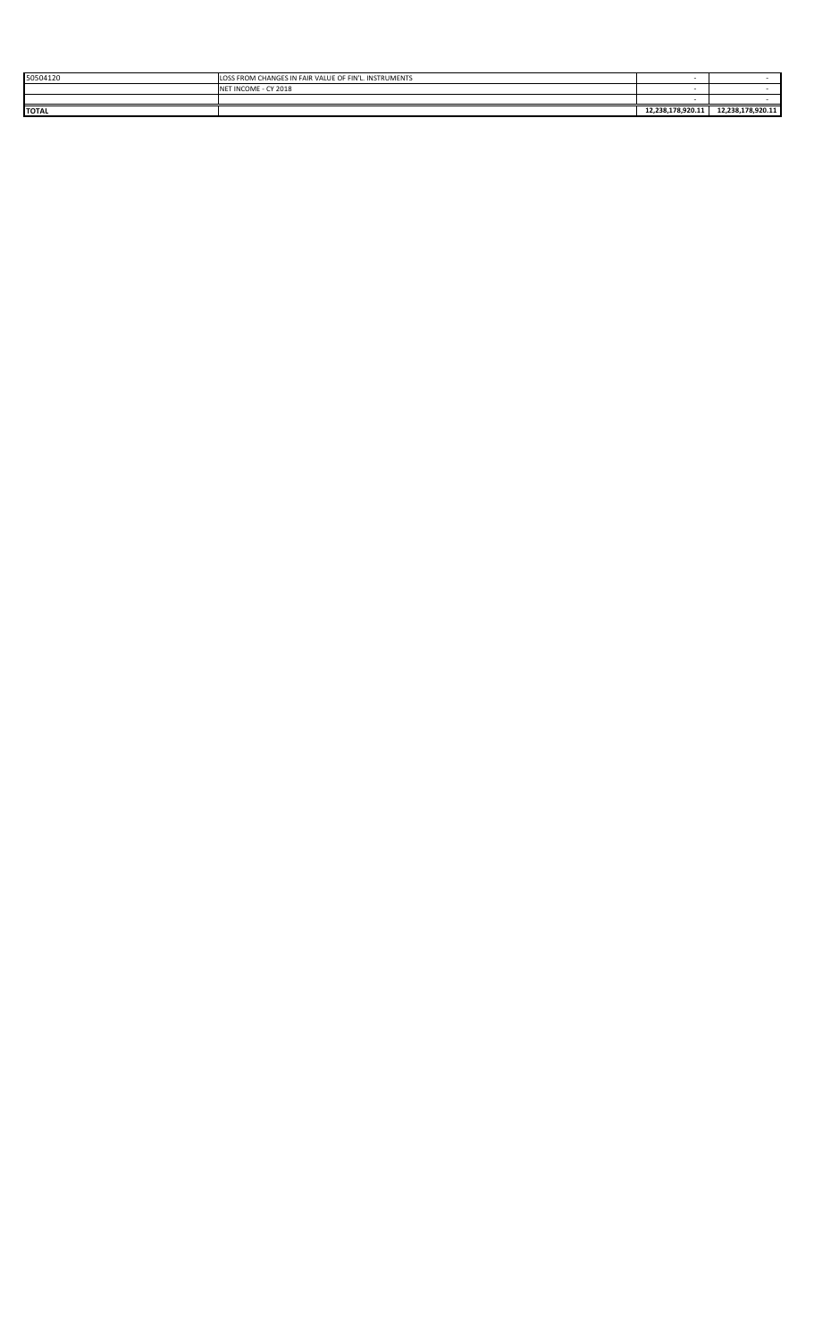| | | | |
|---|---|---|---|
| 50504120 | LOSS FROM CHANGES IN FAIR VALUE OF FIN'L. INSTRUMENTS | - | - |
| | NET INCOME - CY 2018 | - | - |
| | | - | - |
| **TOTAL** | | **12,238,178,920.11** | **12,238,178,920.11** |